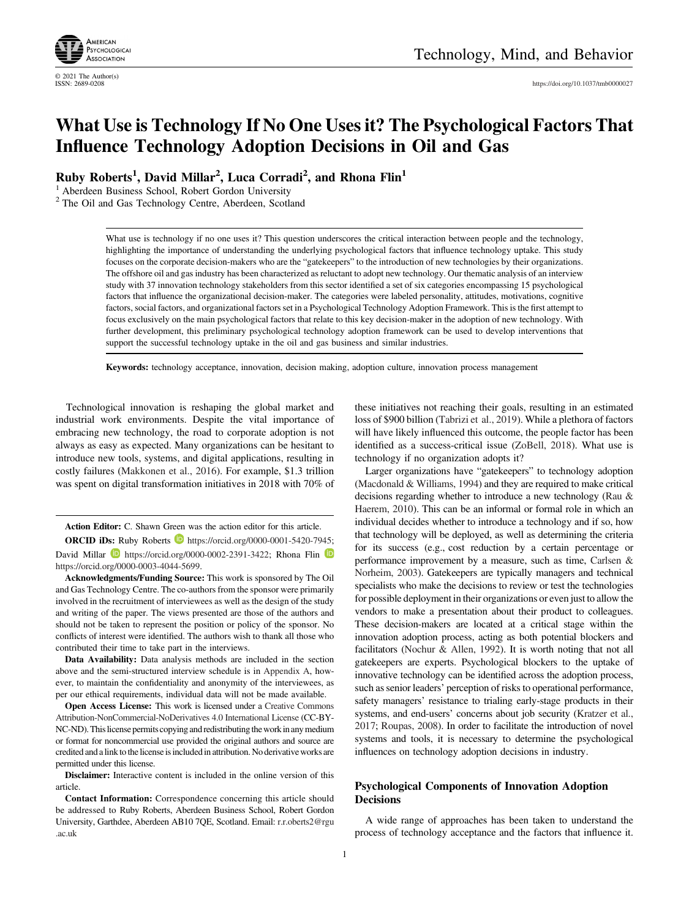© 2021 The Author(s)
ISSN: 2689-0208

https://doi.org/10.1037/tmb0000027

# What Use is Technology If No One Uses it? The Psychological Factors That Influence Technology Adoption Decisions in Oil and Gas

**Ruby Roberts[1], David Millar[2], Luca Corradi[2], and Rhona Flin[1]**

[1] Aberdeen Business School, Robert Gordon University
[2] The Oil and Gas Technology Centre, Aberdeen, Scotland

What use is technology if no one uses it? This question underscores the critical interaction between people and the technology, highlighting the importance of understanding the underlying psychological factors that influence technology uptake. This study focuses on the corporate decision-makers who are the "gatekeepers" to the introduction of new technologies by their organizations. The offshore oil and gas industry has been characterized as reluctant to adopt new technology. Our thematic analysis of an interview study with 37 innovation technology stakeholders from this sector identified a set of six categories encompassing 15 psychological factors that influence the organizational decision-maker. The categories were labeled personality, attitudes, motivations, cognitive factors, social factors, and organizational factors set in a Psychological Technology Adoption Framework. This is the first attempt to focus exclusively on the main psychological factors that relate to this key decision-maker in the adoption of new technology. With further development, this preliminary psychological technology adoption framework can be used to develop interventions that support the successful technology uptake in the oil and gas business and similar industries.

**Keywords:** technology acceptance, innovation, decision making, adoption culture, innovation process management

Technological innovation is reshaping the global market and industrial work environments. Despite the vital importance of embracing new technology, the road to corporate adoption is not always as easy as expected. Many organizations can be hesitant to introduce new tools, systems, and digital applications, resulting in costly failures (Makkonen et al., 2016). For example, $1.3 trillion was spent on digital transformation initiatives in 2018 with 70% of these initiatives not reaching their goals, resulting in an estimated loss of $900 billion (Tabrizi et al., 2019). While a plethora of factors will have likely influenced this outcome, the people factor has been identified as a success-critical issue (ZoBell, 2018). What use is technology if no organization adopts it?

Larger organizations have "gatekeepers" to technology adoption (Macdonald & Williams, 1994) and they are required to make critical decisions regarding whether to introduce a new technology (Rau & Haerem, 2010). This can be an informal or formal role in which an individual decides whether to introduce a technology and if so, how that technology will be deployed, as well as determining the criteria for its success (e.g., cost reduction by a certain percentage or performance improvement by a measure, such as time, Carlsen & Norheim, 2003). Gatekeepers are typically managers and technical specialists who make the decisions to review or test the technologies for possible deployment in their organizations or even just to allow the vendors to make a presentation about their product to colleagues. These decision-makers are located at a critical stage within the innovation adoption process, acting as both potential blockers and facilitators (Nochur & Allen, 1992). It is worth noting that not all gatekeepers are experts. Psychological blockers to the uptake of innovative technology can be identified across the adoption process, such as senior leaders' perception of risks to operational performance, safety managers' resistance to trialing early-stage products in their systems, and end-users' concerns about job security (Kratzer et al., 2017; Roupas, 2008). In order to facilitate the introduction of novel systems and tools, it is necessary to determine the psychological influences on technology adoption decisions in industry.

## Psychological Components of Innovation Adoption Decisions

A wide range of approaches has been taken to understand the process of technology acceptance and the factors that influence it.

---

Action Editor: C. Shawn Green was the action editor for this article.

**ORCID iDs:** Ruby Roberts https://orcid.org/0000-0001-5420-7945; David Millar https://orcid.org/0000-0002-2391-3422; Rhona Flin https://orcid.org/0000-0003-4044-5699.

**Acknowledgments/Funding Source:** This work is sponsored by The Oil and Gas Technology Centre. The co-authors from the sponsor were primarily involved in the recruitment of interviewees as well as the design of the study and writing of the paper. The views presented are those of the authors and should not be taken to represent the position or policy of the sponsor. No conflicts of interest were identified. The authors wish to thank all those who contributed their time to take part in the interviews.

**Data Availability:** Data analysis methods are included in the section above and the semi-structured interview schedule is in Appendix A, however, to maintain the confidentiality and anonymity of the interviewees, as per our ethical requirements, individual data will not be made available.

**Open Access License:** This work is licensed under a Creative Commons Attribution-NonCommercial-NoDerivatives 4.0 International License (CC-BY-NC-ND). This license permits copying and redistributing the work in any medium or format for noncommercial use provided the original authors and source are credited and a link to the license is included in attribution. No derivative works are permitted under this license.

**Disclaimer:** Interactive content is included in the online version of this article.

**Contact Information:** Correspondence concerning this article should be addressed to Ruby Roberts, Aberdeen Business School, Robert Gordon University, Garthdee, Aberdeen AB10 7QE, Scotland. Email: r.roberts2@rgu.ac.uk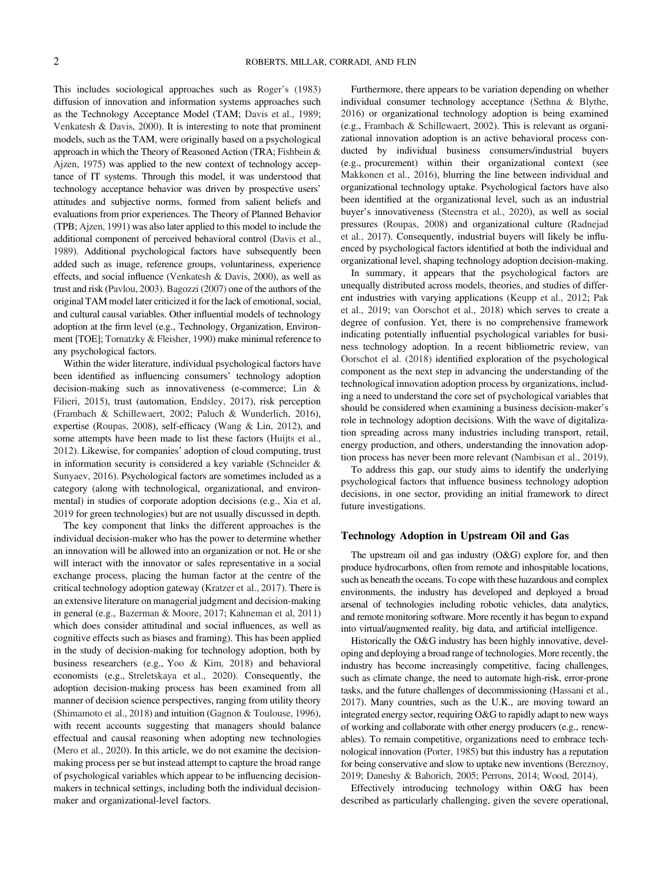This includes sociological approaches such as Roger's (1983) diffusion of innovation and information systems approaches such as the Technology Acceptance Model (TAM; Davis et al., 1989; Venkatesh & Davis, 2000). It is interesting to note that prominent models, such as the TAM, were originally based on a psychological approach in which the Theory of Reasoned Action (TRA; Fishbein & Ajzen, 1975) was applied to the new context of technology acceptance of IT systems. Through this model, it was understood that technology acceptance behavior was driven by prospective users' attitudes and subjective norms, formed from salient beliefs and evaluations from prior experiences. The Theory of Planned Behavior (TPB; Ajzen, 1991) was also later applied to this model to include the additional component of perceived behavioral control (Davis et al., 1989). Additional psychological factors have subsequently been added such as image, reference groups, voluntariness, experience effects, and social influence (Venkatesh & Davis, 2000), as well as trust and risk (Pavlou, 2003). Bagozzi (2007) one of the authors of the original TAM model later criticized it for the lack of emotional, social, and cultural causal variables. Other influential models of technology adoption at the firm level (e.g., Technology, Organization, Environment [TOE]; Tornatzky & Fleisher, 1990) make minimal reference to any psychological factors.

Within the wider literature, individual psychological factors have been identified as influencing consumers' technology adoption decision-making such as innovativeness (e-commerce; Lin & Filieri, 2015), trust (automation, Endsley, 2017), risk perception (Frambach & Schillewaert, 2002; Paluch & Wunderlich, 2016), expertise (Roupas, 2008), self-efficacy (Wang & Lin, 2012), and some attempts have been made to list these factors (Huijts et al., 2012). Likewise, for companies' adoption of cloud computing, trust in information security is considered a key variable (Schneider & Sunyaev, 2016). Psychological factors are sometimes included as a category (along with technological, organizational, and environmental) in studies of corporate adoption decisions (e.g., Xia et al, 2019 for green technologies) but are not usually discussed in depth.

The key component that links the different approaches is the individual decision-maker who has the power to determine whether an innovation will be allowed into an organization or not. He or she will interact with the innovator or sales representative in a social exchange process, placing the human factor at the centre of the critical technology adoption gateway (Kratzer et al., 2017). There is an extensive literature on managerial judgment and decision-making in general (e.g., Bazerman & Moore, 2017; Kahneman et al, 2011) which does consider attitudinal and social influences, as well as cognitive effects such as biases and framing). This has been applied in the study of decision-making for technology adoption, both by business researchers (e.g., Yoo & Kim, 2018) and behavioral economists (e.g., Streletskaya et al., 2020). Consequently, the adoption decision-making process has been examined from all manner of decision science perspectives, ranging from utility theory (Shimamoto et al., 2018) and intuition (Gagnon & Toulouse, 1996), with recent accounts suggesting that managers should balance effectual and causal reasoning when adopting new technologies (Mero et al., 2020). In this article, we do not examine the decision-making process per se but instead attempt to capture the broad range of psychological variables which appear to be influencing decision-makers in technical settings, including both the individual decision-maker and organizational-level factors.

Furthermore, there appears to be variation depending on whether individual consumer technology acceptance (Sethna & Blythe, 2016) or organizational technology adoption is being examined (e.g., Frambach & Schillewaert, 2002). This is relevant as organizational innovation adoption is an active behavioral process conducted by individual business consumers/industrial buyers (e.g., procurement) within their organizational context (see Makkonen et al., 2016), blurring the line between individual and organizational technology uptake. Psychological factors have also been identified at the organizational level, such as an industrial buyer's innovativeness (Steenstra et al., 2020), as well as social pressures (Roupas, 2008) and organizational culture (Radnejad et al., 2017). Consequently, industrial buyers will likely be influenced by psychological factors identified at both the individual and organizational level, shaping technology adoption decision-making.

In summary, it appears that the psychological factors are unequally distributed across models, theories, and studies of different industries with varying applications (Keupp et al., 2012; Pak et al., 2019; van Oorschot et al., 2018) which serves to create a degree of confusion. Yet, there is no comprehensive framework indicating potentially influential psychological variables for business technology adoption. In a recent bibliometric review, van Oorschot el al. (2018) identified exploration of the psychological component as the next step in advancing the understanding of the technological innovation adoption process by organizations, including a need to understand the core set of psychological variables that should be considered when examining a business decision-maker's role in technology adoption decisions. With the wave of digitalization spreading across many industries including transport, retail, energy production, and others, understanding the innovation adoption process has never been more relevant (Nambisan et al., 2019).

To address this gap, our study aims to identify the underlying psychological factors that influence business technology adoption decisions, in one sector, providing an initial framework to direct future investigations.

## Technology Adoption in Upstream Oil and Gas

The upstream oil and gas industry (O&G) explore for, and then produce hydrocarbons, often from remote and inhospitable locations, such as beneath the oceans. To cope with these hazardous and complex environments, the industry has developed and deployed a broad arsenal of technologies including robotic vehicles, data analytics, and remote monitoring software. More recently it has begun to expand into virtual/augmented reality, big data, and artificial intelligence.

Historically the O&G industry has been highly innovative, developing and deploying a broad range of technologies. More recently, the industry has become increasingly competitive, facing challenges, such as climate change, the need to automate high-risk, error-prone tasks, and the future challenges of decommissioning (Hassani et al., 2017). Many countries, such as the U.K., are moving toward an integrated energy sector, requiring O&G to rapidly adapt to new ways of working and collaborate with other energy producers (e.g., renewables). To remain competitive, organizations need to embrace technological innovation (Porter, 1985) but this industry has a reputation for being conservative and slow to uptake new inventions (Bereznoy, 2019; Daneshy & Bahorich, 2005; Perrons, 2014; Wood, 2014).

Effectively introducing technology within O&G has been described as particularly challenging, given the severe operational,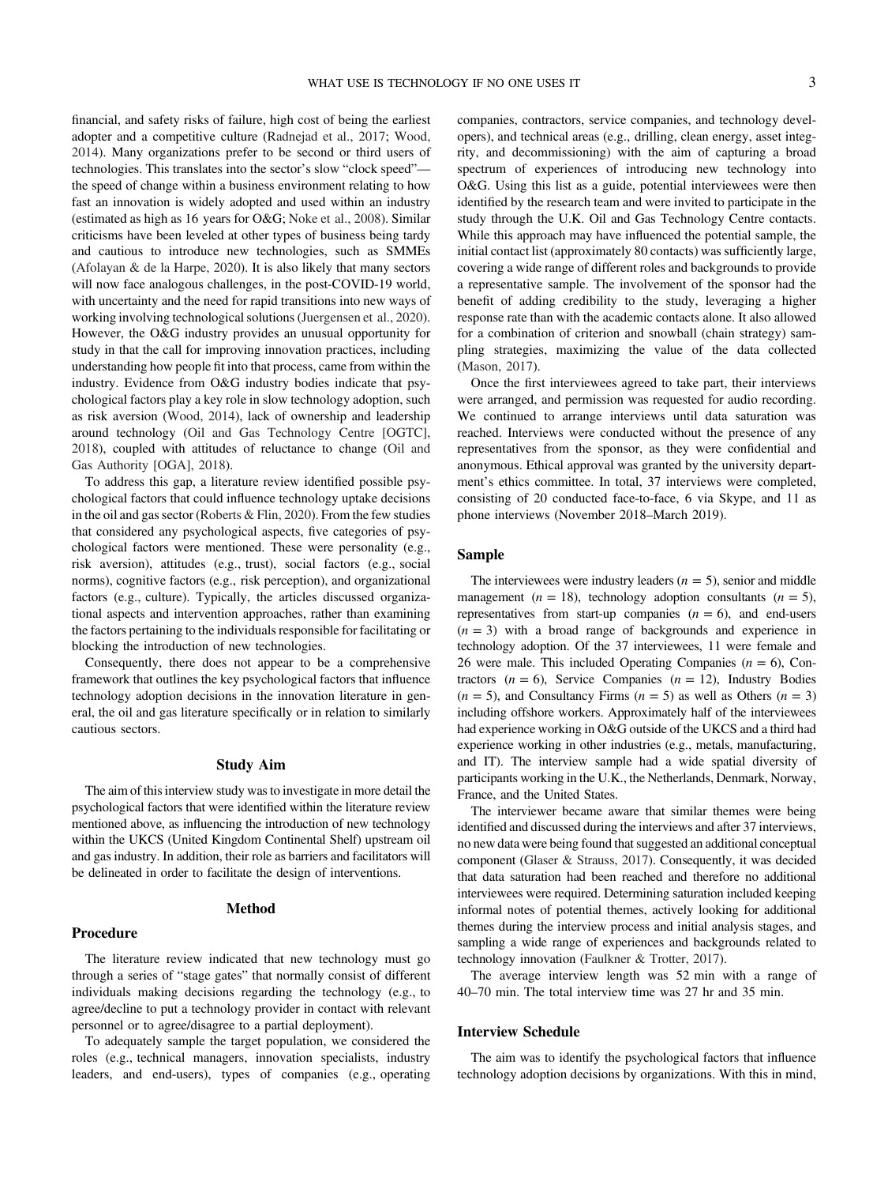financial, and safety risks of failure, high cost of being the earliest adopter and a competitive culture (Radnejad et al., 2017; Wood, 2014). Many organizations prefer to be second or third users of technologies. This translates into the sector's slow "clock speed"—the speed of change within a business environment relating to how fast an innovation is widely adopted and used within an industry (estimated as high as 16 years for O&G; Noke et al., 2008). Similar criticisms have been leveled at other types of business being tardy and cautious to introduce new technologies, such as SMMEs (Afolayan & de la Harpe, 2020). It is also likely that many sectors will now face analogous challenges, in the post-COVID-19 world, with uncertainty and the need for rapid transitions into new ways of working involving technological solutions (Juergensen et al., 2020). However, the O&G industry provides an unusual opportunity for study in that the call for improving innovation practices, including understanding how people fit into that process, came from within the industry. Evidence from O&G industry bodies indicate that psychological factors play a key role in slow technology adoption, such as risk aversion (Wood, 2014), lack of ownership and leadership around technology (Oil and Gas Technology Centre [OGTC], 2018), coupled with attitudes of reluctance to change (Oil and Gas Authority [OGA], 2018).

To address this gap, a literature review identified possible psychological factors that could influence technology uptake decisions in the oil and gas sector (Roberts & Flin, 2020). From the few studies that considered any psychological aspects, five categories of psychological factors were mentioned. These were personality (e.g., risk aversion), attitudes (e.g., trust), social factors (e.g., social norms), cognitive factors (e.g., risk perception), and organizational factors (e.g., culture). Typically, the articles discussed organizational aspects and intervention approaches, rather than examining the factors pertaining to the individuals responsible for facilitating or blocking the introduction of new technologies.

Consequently, there does not appear to be a comprehensive framework that outlines the key psychological factors that influence technology adoption decisions in the innovation literature in general, the oil and gas literature specifically or in relation to similarly cautious sectors.

## Study Aim

The aim of this interview study was to investigate in more detail the psychological factors that were identified within the literature review mentioned above, as influencing the introduction of new technology within the UKCS (United Kingdom Continental Shelf) upstream oil and gas industry. In addition, their role as barriers and facilitators will be delineated in order to facilitate the design of interventions.

## Method

### Procedure

The literature review indicated that new technology must go through a series of "stage gates" that normally consist of different individuals making decisions regarding the technology (e.g., to agree/decline to put a technology provider in contact with relevant personnel or to agree/disagree to a partial deployment).

To adequately sample the target population, we considered the roles (e.g., technical managers, innovation specialists, industry leaders, and end-users), types of companies (e.g., operating companies, contractors, service companies, and technology developers), and technical areas (e.g., drilling, clean energy, asset integrity, and decommissioning) with the aim of capturing a broad spectrum of experiences of introducing new technology into O&G. Using this list as a guide, potential interviewees were then identified by the research team and were invited to participate in the study through the U.K. Oil and Gas Technology Centre contacts. While this approach may have influenced the potential sample, the initial contact list (approximately 80 contacts) was sufficiently large, covering a wide range of different roles and backgrounds to provide a representative sample. The involvement of the sponsor had the benefit of adding credibility to the study, leveraging a higher response rate than with the academic contacts alone. It also allowed for a combination of criterion and snowball (chain strategy) sampling strategies, maximizing the value of the data collected (Mason, 2017).

Once the first interviewees agreed to take part, their interviews were arranged, and permission was requested for audio recording. We continued to arrange interviews until data saturation was reached. Interviews were conducted without the presence of any representatives from the sponsor, as they were confidential and anonymous. Ethical approval was granted by the university department's ethics committee. In total, 37 interviews were completed, consisting of 20 conducted face-to-face, 6 via Skype, and 11 as phone interviews (November 2018–March 2019).

### Sample

The interviewees were industry leaders ($n = 5$), senior and middle management ($n = 18$), technology adoption consultants ($n = 5$), representatives from start-up companies ($n = 6$), and end-users ($n = 3$) with a broad range of backgrounds and experience in technology adoption. Of the 37 interviewees, 11 were female and 26 were male. This included Operating Companies ($n = 6$), Contractors ($n = 6$), Service Companies ($n = 12$), Industry Bodies ($n = 5$), and Consultancy Firms ($n = 5$) as well as Others ($n = 3$) including offshore workers. Approximately half of the interviewees had experience working in O&G outside of the UKCS and a third had experience working in other industries (e.g., metals, manufacturing, and IT). The interview sample had a wide spatial diversity of participants working in the U.K., the Netherlands, Denmark, Norway, France, and the United States.

The interviewer became aware that similar themes were being identified and discussed during the interviews and after 37 interviews, no new data were being found that suggested an additional conceptual component (Glaser & Strauss, 2017). Consequently, it was decided that data saturation had been reached and therefore no additional interviewees were required. Determining saturation included keeping informal notes of potential themes, actively looking for additional themes during the interview process and initial analysis stages, and sampling a wide range of experiences and backgrounds related to technology innovation (Faulkner & Trotter, 2017).

The average interview length was 52 min with a range of 40–70 min. The total interview time was 27 hr and 35 min.

### Interview Schedule

The aim was to identify the psychological factors that influence technology adoption decisions by organizations. With this in mind,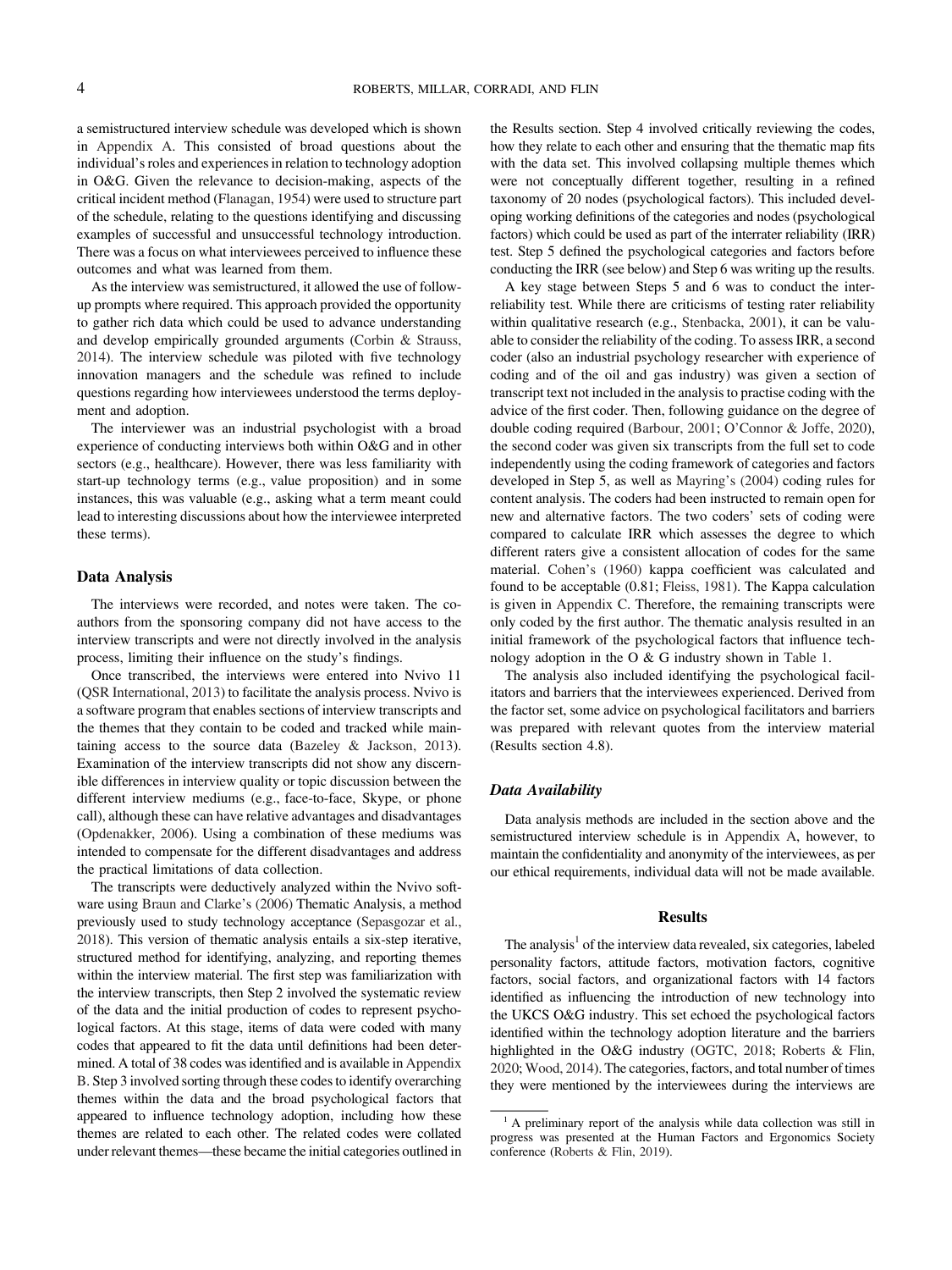a semistructured interview schedule was developed which is shown in Appendix A. This consisted of broad questions about the individual's roles and experiences in relation to technology adoption in O&G. Given the relevance to decision-making, aspects of the critical incident method (Flanagan, 1954) were used to structure part of the schedule, relating to the questions identifying and discussing examples of successful and unsuccessful technology introduction. There was a focus on what interviewees perceived to influence these outcomes and what was learned from them.

As the interview was semistructured, it allowed the use of follow-up prompts where required. This approach provided the opportunity to gather rich data which could be used to advance understanding and develop empirically grounded arguments (Corbin & Strauss, 2014). The interview schedule was piloted with five technology innovation managers and the schedule was refined to include questions regarding how interviewees understood the terms deployment and adoption.

The interviewer was an industrial psychologist with a broad experience of conducting interviews both within O&G and in other sectors (e.g., healthcare). However, there was less familiarity with start-up technology terms (e.g., value proposition) and in some instances, this was valuable (e.g., asking what a term meant could lead to interesting discussions about how the interviewee interpreted these terms).

## Data Analysis

The interviews were recorded, and notes were taken. The co-authors from the sponsoring company did not have access to the interview transcripts and were not directly involved in the analysis process, limiting their influence on the study's findings.

Once transcribed, the interviews were entered into Nvivo 11 (QSR International, 2013) to facilitate the analysis process. Nvivo is a software program that enables sections of interview transcripts and the themes that they contain to be coded and tracked while maintaining access to the source data (Bazeley & Jackson, 2013). Examination of the interview transcripts did not show any discernible differences in interview quality or topic discussion between the different interview mediums (e.g., face-to-face, Skype, or phone call), although these can have relative advantages and disadvantages (Opdenakker, 2006). Using a combination of these mediums was intended to compensate for the different disadvantages and address the practical limitations of data collection.

The transcripts were deductively analyzed within the Nvivo software using Braun and Clarke's (2006) Thematic Analysis, a method previously used to study technology acceptance (Sepasgozar et al., 2018). This version of thematic analysis entails a six-step iterative, structured method for identifying, analyzing, and reporting themes within the interview material. The first step was familiarization with the interview transcripts, then Step 2 involved the systematic review of the data and the initial production of codes to represent psychological factors. At this stage, items of data were coded with many codes that appeared to fit the data until definitions had been determined. A total of 38 codes was identified and is available in Appendix B. Step 3 involved sorting through these codes to identify overarching themes within the data and the broad psychological factors that appeared to influence technology adoption, including how these themes are related to each other. The related codes were collated under relevant themes—these became the initial categories outlined in the Results section. Step 4 involved critically reviewing the codes, how they relate to each other and ensuring that the thematic map fits with the data set. This involved collapsing multiple themes which were not conceptually different together, resulting in a refined taxonomy of 20 nodes (psychological factors). This included developing working definitions of the categories and nodes (psychological factors) which could be used as part of the interrater reliability (IRR) test. Step 5 defined the psychological categories and factors before conducting the IRR (see below) and Step 6 was writing up the results.

A key stage between Steps 5 and 6 was to conduct the inter-reliability test. While there are criticisms of testing rater reliability within qualitative research (e.g., Stenbacka, 2001), it can be valuable to consider the reliability of the coding. To assess IRR, a second coder (also an industrial psychology researcher with experience of coding and of the oil and gas industry) was given a section of transcript text not included in the analysis to practise coding with the advice of the first coder. Then, following guidance on the degree of double coding required (Barbour, 2001; O'Connor & Joffe, 2020), the second coder was given six transcripts from the full set to code independently using the coding framework of categories and factors developed in Step 5, as well as Mayring's (2004) coding rules for content analysis. The coders had been instructed to remain open for new and alternative factors. The two coders' sets of coding were compared to calculate IRR which assesses the degree to which different raters give a consistent allocation of codes for the same material. Cohen's (1960) kappa coefficient was calculated and found to be acceptable (0.81; Fleiss, 1981). The Kappa calculation is given in Appendix C. Therefore, the remaining transcripts were only coded by the first author. The thematic analysis resulted in an initial framework of the psychological factors that influence technology adoption in the O & G industry shown in Table 1.

The analysis also included identifying the psychological facilitators and barriers that the interviewees experienced. Derived from the factor set, some advice on psychological facilitators and barriers was prepared with relevant quotes from the interview material (Results section 4.8).

### *Data Availability*

Data analysis methods are included in the section above and the semistructured interview schedule is in Appendix A, however, to maintain the confidentiality and anonymity of the interviewees, as per our ethical requirements, individual data will not be made available.

## Results

The analysis[1] of the interview data revealed, six categories, labeled personality factors, attitude factors, motivation factors, cognitive factors, social factors, and organizational factors with 14 factors identified as influencing the introduction of new technology into the UKCS O&G industry. This set echoed the psychological factors identified within the technology adoption literature and the barriers highlighted in the O&G industry (OGTC, 2018; Roberts & Flin, 2020; Wood, 2014). The categories, factors, and total number of times they were mentioned by the interviewees during the interviews are

[1] A preliminary report of the analysis while data collection was still in progress was presented at the Human Factors and Ergonomics Society conference (Roberts & Flin, 2019).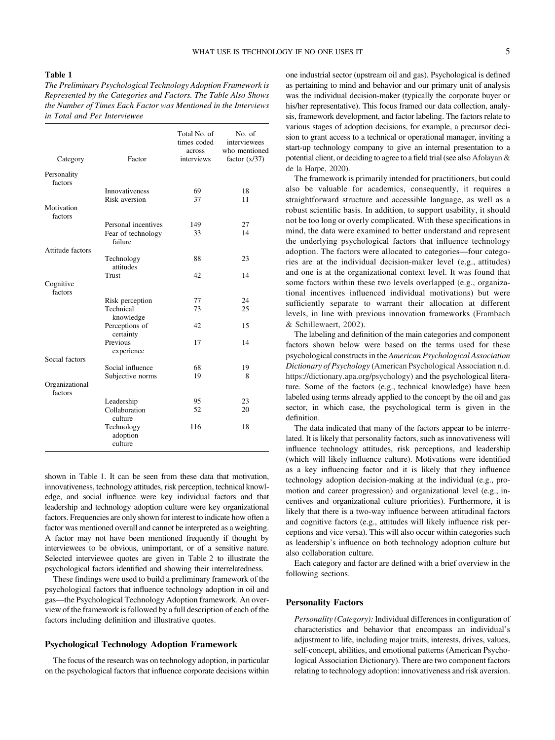**Table 1**

*The Preliminary Psychological Technology Adoption Framework is Represented by the Categories and Factors. The Table Also Shows the Number of Times Each Factor was Mentioned in the Interviews in Total and Per Interviewee*

| Category | Factor | Total No. of times coded across interviews | No. of interviewees who mentioned factor (x/37) |
|---|---|---|---|
| Personality factors | | | |
| | Innovativeness | 69 | 18 |
| | Risk aversion | 37 | 11 |
| Motivation factors | | | |
| | Personal incentives | 149 | 27 |
| | Fear of technology failure | 33 | 14 |
| Attitude factors | | | |
| | Technology attitudes | 88 | 23 |
| | Trust | 42 | 14 |
| Cognitive factors | | | |
| | Risk perception | 77 | 24 |
| | Technical knowledge | 73 | 25 |
| | Perceptions of certainty | 42 | 15 |
| | Previous experience | 17 | 14 |
| Social factors | | | |
| | Social influence | 68 | 19 |
| | Subjective norms | 19 | 8 |
| Organizational factors | | | |
| | Leadership | 95 | 23 |
| | Collaboration culture | 52 | 20 |
| | Technology adoption culture | 116 | 18 |

shown in Table 1. It can be seen from these data that motivation, innovativeness, technology attitudes, risk perception, technical knowledge, and social influence were key individual factors and that leadership and technology adoption culture were key organizational factors. Frequencies are only shown for interest to indicate how often a factor was mentioned overall and cannot be interpreted as a weighting. A factor may not have been mentioned frequently if thought by interviewees to be obvious, unimportant, or of a sensitive nature. Selected interviewee quotes are given in Table 2 to illustrate the psychological factors identified and showing their interrelatedness.

These findings were used to build a preliminary framework of the psychological factors that influence technology adoption in oil and gas—the Psychological Technology Adoption framework. An overview of the framework is followed by a full description of each of the factors including definition and illustrative quotes.

## Psychological Technology Adoption Framework

The focus of the research was on technology adoption, in particular on the psychological factors that influence corporate decisions within one industrial sector (upstream oil and gas). Psychological is defined as pertaining to mind and behavior and our primary unit of analysis was the individual decision-maker (typically the corporate buyer or his/her representative). This focus framed our data collection, analysis, framework development, and factor labeling. The factors relate to various stages of adoption decisions, for example, a precursor decision to grant access to a technical or operational manager, inviting a start-up technology company to give an internal presentation to a potential client, or deciding to agree to a field trial (see also Afolayan & de la Harpe, 2020).

The framework is primarily intended for practitioners, but could also be valuable for academics, consequently, it requires a straightforward structure and accessible language, as well as a robust scientific basis. In addition, to support usability, it should not be too long or overly complicated. With these specifications in mind, the data were examined to better understand and represent the underlying psychological factors that influence technology adoption. The factors were allocated to categories—four categories are at the individual decision-maker level (e.g., attitudes) and one is at the organizational context level. It was found that some factors within these two levels overlapped (e.g., organizational incentives influenced individual motivations) but were sufficiently separate to warrant their allocation at different levels, in line with previous innovation frameworks (Frambach & Schillewaert, 2002).

The labeling and definition of the main categories and component factors shown below were based on the terms used for these psychological constructs in the *American Psychological Association Dictionary of Psychology* (American Psychological Association n.d. https://dictionary.apa.org/psychology) and the psychological literature. Some of the factors (e.g., technical knowledge) have been labeled using terms already applied to the concept by the oil and gas sector, in which case, the psychological term is given in the definition.

The data indicated that many of the factors appear to be interrelated. It is likely that personality factors, such as innovativeness will influence technology attitudes, risk perceptions, and leadership (which will likely influence culture). Motivations were identified as a key influencing factor and it is likely that they influence technology adoption decision-making at the individual (e.g., promotion and career progression) and organizational level (e.g., incentives and organizational culture priorities). Furthermore, it is likely that there is a two-way influence between attitudinal factors and cognitive factors (e.g., attitudes will likely influence risk perceptions and vice versa). This will also occur within categories such as leadership's influence on both technology adoption culture but also collaboration culture.

Each category and factor are defined with a brief overview in the following sections.

### Personality Factors

*Personality (Category):* Individual differences in configuration of characteristics and behavior that encompass an individual's adjustment to life, including major traits, interests, drives, values, self-concept, abilities, and emotional patterns (American Psychological Association Dictionary). There are two component factors relating to technology adoption: innovativeness and risk aversion.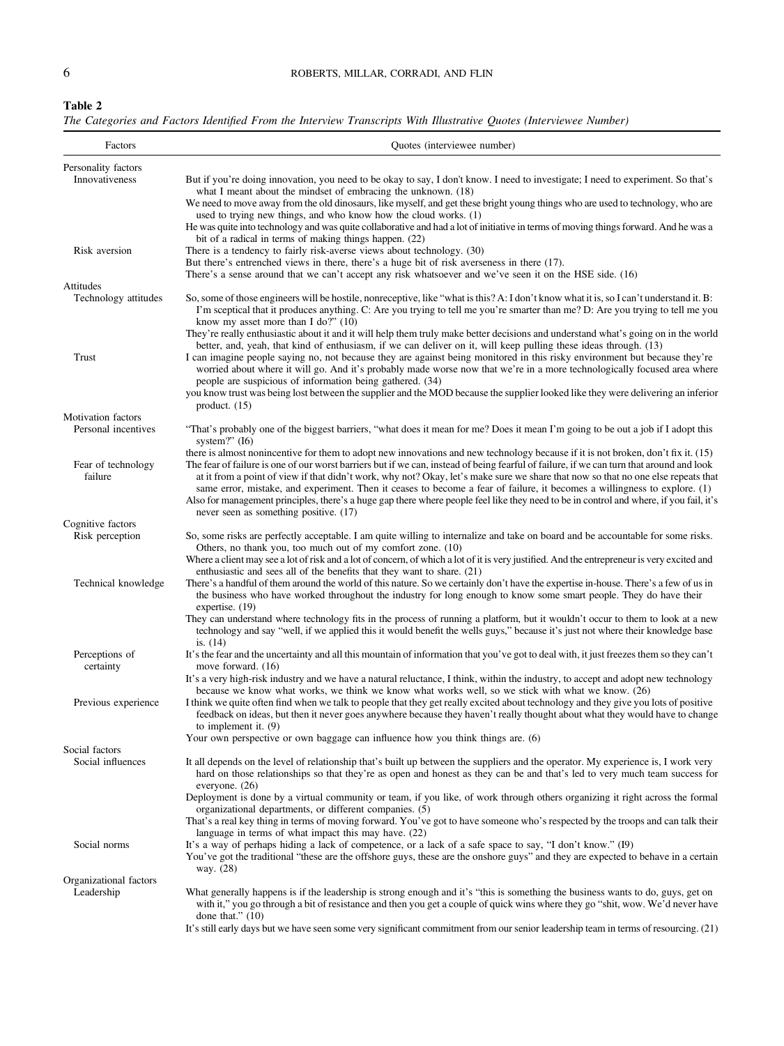**Table 2**

*The Categories and Factors Identified From the Interview Transcripts With Illustrative Quotes (Interviewee Number)*

| Factors | Quotes (interviewee number) |
|---|---|
| Personality factors | |
| Innovativeness | But if you're doing innovation, you need to be okay to say, I don't know. I need to investigate; I need to experiment. So that's what I meant about the mindset of embracing the unknown. (18) |
| | We need to move away from the old dinosaurs, like myself, and get these bright young things who are used to technology, who are used to trying new things, and who know how the cloud works. (1) |
| | He was quite into technology and was quite collaborative and had a lot of initiative in terms of moving things forward. And he was a bit of a radical in terms of making things happen. (22) |
| Risk aversion | There is a tendency to fairly risk-averse views about technology. (30) |
| | But there's entrenched views in there, there's a huge bit of risk averseness in there (17). |
| | There's a sense around that we can't accept any risk whatsoever and we've seen it on the HSE side. (16) |
| Attitudes | |
| Technology attitudes | So, some of those engineers will be hostile, nonreceptive, like "what is this? A: I don't know what it is, so I can't understand it. B: I'm sceptical that it produces anything. C: Are you trying to tell me you're smarter than me? D: Are you trying to tell me you know my asset more than I do?" (10) |
| | They're really enthusiastic about it and it will help them truly make better decisions and understand what's going on in the world better, and, yeah, that kind of enthusiasm, if we can deliver on it, will keep pulling these ideas through. (13) |
| Trust | I can imagine people saying no, not because they are against being monitored in this risky environment but because they're worried about where it will go. And it's probably made worse now that we're in a more technologically focused area where people are suspicious of information being gathered. (34) |
| | you know trust was being lost between the supplier and the MOD because the supplier looked like they were delivering an inferior product. (15) |
| Motivation factors | |
| Personal incentives | "That's probably one of the biggest barriers, "what does it mean for me? Does it mean I'm going to be out a job if I adopt this system?" (I6) |
| | there is almost nonincentive for them to adopt new innovations and new technology because if it is not broken, don't fix it. (15) |
| Fear of technology failure | The fear of failure is one of our worst barriers but if we can, instead of being fearful of failure, if we can turn that around and look at it from a point of view if that didn't work, why not? Okay, let's make sure we share that now so that no one else repeats that same error, mistake, and experiment. Then it ceases to become a fear of failure, it becomes a willingness to explore. (1) |
| | Also for management principles, there's a huge gap there where people feel like they need to be in control and where, if you fail, it's never seen as something positive. (17) |
| Cognitive factors | |
| Risk perception | So, some risks are perfectly acceptable. I am quite willing to internalize and take on board and be accountable for some risks. Others, no thank you, too much out of my comfort zone. (10) |
| | Where a client may see a lot of risk and a lot of concern, of which a lot of it is very justified. And the entrepreneur is very excited and enthusiastic and sees all of the benefits that they want to share. (21) |
| Technical knowledge | There's a handful of them around the world of this nature. So we certainly don't have the expertise in-house. There's a few of us in the business who have worked throughout the industry for long enough to know some smart people. They do have their expertise. (19) |
| | They can understand where technology fits in the process of running a platform, but it wouldn't occur to them to look at a new technology and say "well, if we applied this it would benefit the wells guys," because it's just not where their knowledge base is. (14) |
| Perceptions of certainty | It's the fear and the uncertainty and all this mountain of information that you've got to deal with, it just freezes them so they can't move forward. (16) |
| | It's a very high-risk industry and we have a natural reluctance, I think, within the industry, to accept and adopt new technology because we know what works, we think we know what works well, so we stick with what we know. (26) |
| Previous experience | I think we quite often find when we talk to people that they get really excited about technology and they give you lots of positive feedback on ideas, but then it never goes anywhere because they haven't really thought about what they would have to change to implement it. (9) |
| | Your own perspective or own baggage can influence how you think things are. (6) |
| Social factors | |
| Social influences | It all depends on the level of relationship that's built up between the suppliers and the operator. My experience is, I work very hard on those relationships so that they're as open and honest as they can be and that's led to very much team success for everyone. (26) |
| | Deployment is done by a virtual community or team, if you like, of work through others organizing it right across the formal organizational departments, or different companies. (5) |
| | That's a real key thing in terms of moving forward. You've got to have someone who's respected by the troops and can talk their language in terms of what impact this may have. (22) |
| Social norms | It's a way of perhaps hiding a lack of competence, or a lack of a safe space to say, "I don't know." (I9) |
| | You've got the traditional "these are the offshore guys, these are the onshore guys" and they are expected to behave in a certain way. (28) |
| Organizational factors | |
| Leadership | What generally happens is if the leadership is strong enough and it's "this is something the business wants to do, guys, get on with it," you go through a bit of resistance and then you get a couple of quick wins where they go "shit, wow. We'd never have done that." (10) |
| | It's still early days but we have seen some very significant commitment from our senior leadership team in terms of resourcing. (21) |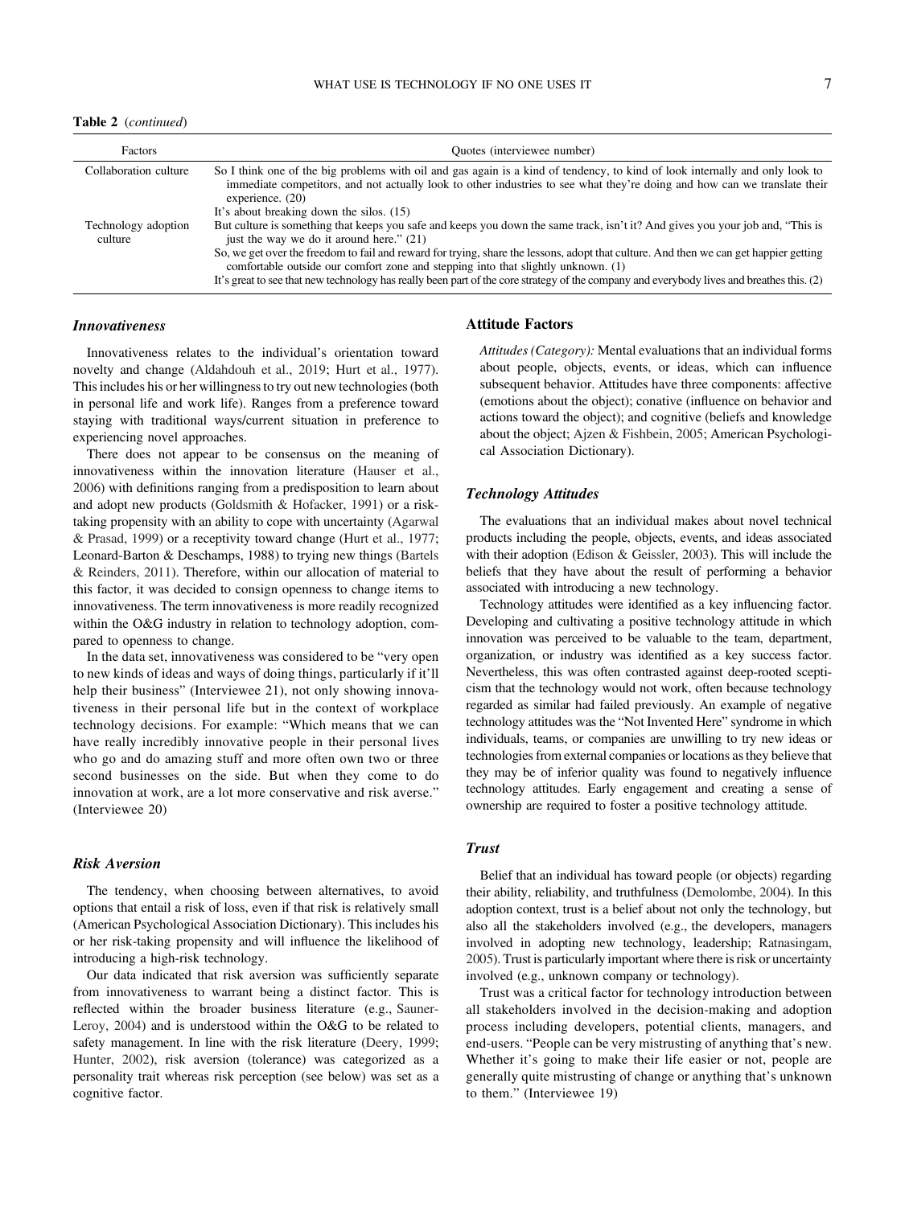**Table 2** (*continued*)

| Factors | Quotes (interviewee number) |
|---|---|
| Collaboration culture | So I think one of the big problems with oil and gas again is a kind of tendency, to kind of look internally and only look to immediate competitors, and not actually look to other industries to see what they're doing and how can we translate their experience. (20) |
| | It's about breaking down the silos. (15) |
| Technology adoption culture | But culture is something that keeps you safe and keeps you down the same track, isn't it? And gives you your job and, "This is just the way we do it around here." (21) |
| | So, we get over the freedom to fail and reward for trying, share the lessons, adopt that culture. And then we can get happier getting comfortable outside our comfort zone and stepping into that slightly unknown. (1) |
| | It's great to see that new technology has really been part of the core strategy of the company and everybody lives and breathes this. (2) |

### *Innovativeness*

Innovativeness relates to the individual's orientation toward novelty and change (Aldahdouh et al., 2019; Hurt et al., 1977). This includes his or her willingness to try out new technologies (both in personal life and work life). Ranges from a preference toward staying with traditional ways/current situation in preference to experiencing novel approaches.

There does not appear to be consensus on the meaning of innovativeness within the innovation literature (Hauser et al., 2006) with definitions ranging from a predisposition to learn about and adopt new products (Goldsmith & Hofacker, 1991) or a risk-taking propensity with an ability to cope with uncertainty (Agarwal & Prasad, 1999) or a receptivity toward change (Hurt et al., 1977; Leonard-Barton & Deschamps, 1988) to trying new things (Bartels & Reinders, 2011). Therefore, within our allocation of material to this factor, it was decided to consign openness to change items to innovativeness. The term innovativeness is more readily recognized within the O&G industry in relation to technology adoption, compared to openness to change.

In the data set, innovativeness was considered to be "very open to new kinds of ideas and ways of doing things, particularly if it'll help their business" (Interviewee 21), not only showing innovativeness in their personal life but in the context of workplace technology decisions. For example: "Which means that we can have really incredibly innovative people in their personal lives who go and do amazing stuff and more often own two or three second businesses on the side. But when they come to do innovation at work, are a lot more conservative and risk averse." (Interviewee 20)

### *Risk Aversion*

The tendency, when choosing between alternatives, to avoid options that entail a risk of loss, even if that risk is relatively small (American Psychological Association Dictionary). This includes his or her risk-taking propensity and will influence the likelihood of introducing a high-risk technology.

Our data indicated that risk aversion was sufficiently separate from innovativeness to warrant being a distinct factor. This is reflected within the broader business literature (e.g., Sauner-Leroy, 2004) and is understood within the O&G to be related to safety management. In line with the risk literature (Deery, 1999; Hunter, 2002), risk aversion (tolerance) was categorized as a personality trait whereas risk perception (see below) was set as a cognitive factor.

## Attitude Factors

*Attitudes (Category):* Mental evaluations that an individual forms about people, objects, events, or ideas, which can influence subsequent behavior. Attitudes have three components: affective (emotions about the object); conative (influence on behavior and actions toward the object); and cognitive (beliefs and knowledge about the object; Ajzen & Fishbein, 2005; American Psychological Association Dictionary).

### *Technology Attitudes*

The evaluations that an individual makes about novel technical products including the people, objects, events, and ideas associated with their adoption (Edison & Geissler, 2003). This will include the beliefs that they have about the result of performing a behavior associated with introducing a new technology.

Technology attitudes were identified as a key influencing factor. Developing and cultivating a positive technology attitude in which innovation was perceived to be valuable to the team, department, organization, or industry was identified as a key success factor. Nevertheless, this was often contrasted against deep-rooted scepticism that the technology would not work, often because technology regarded as similar had failed previously. An example of negative technology attitudes was the "Not Invented Here" syndrome in which individuals, teams, or companies are unwilling to try new ideas or technologies from external companies or locations as they believe that they may be of inferior quality was found to negatively influence technology attitudes. Early engagement and creating a sense of ownership are required to foster a positive technology attitude.

### *Trust*

Belief that an individual has toward people (or objects) regarding their ability, reliability, and truthfulness (Demolombe, 2004). In this adoption context, trust is a belief about not only the technology, but also all the stakeholders involved (e.g., the developers, managers involved in adopting new technology, leadership; Ratnasingam, 2005). Trust is particularly important where there is risk or uncertainty involved (e.g., unknown company or technology).

Trust was a critical factor for technology introduction between all stakeholders involved in the decision-making and adoption process including developers, potential clients, managers, and end-users. "People can be very mistrusting of anything that's new. Whether it's going to make their life easier or not, people are generally quite mistrusting of change or anything that's unknown to them." (Interviewee 19)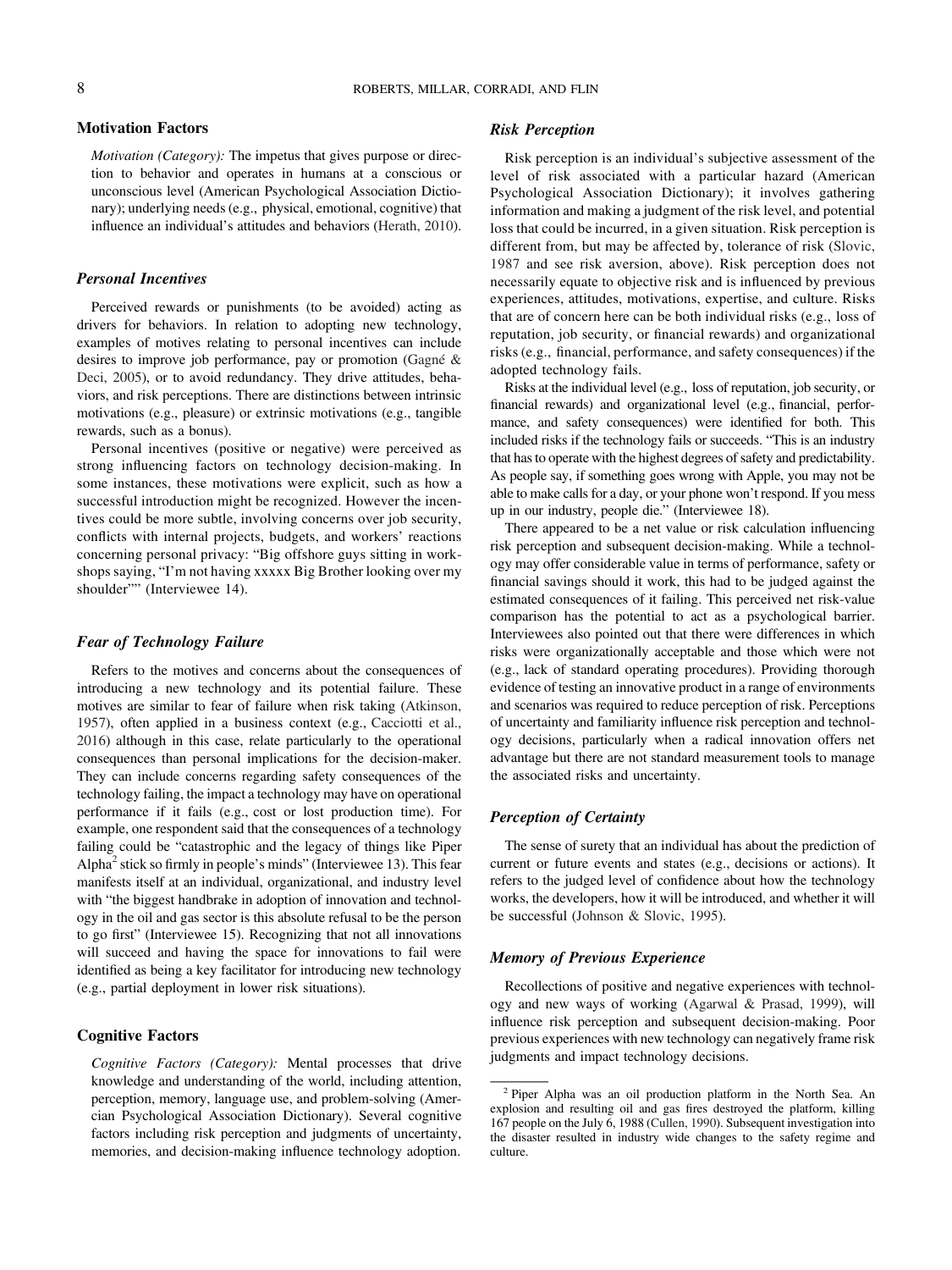## Motivation Factors

*Motivation (Category):* The impetus that gives purpose or direction to behavior and operates in humans at a conscious or unconscious level (American Psychological Association Dictionary); underlying needs (e.g., physical, emotional, cognitive) that influence an individual's attitudes and behaviors (Herath, 2010).

### *Personal Incentives*

Perceived rewards or punishments (to be avoided) acting as drivers for behaviors. In relation to adopting new technology, examples of motives relating to personal incentives can include desires to improve job performance, pay or promotion (Gagné & Deci, 2005), or to avoid redundancy. They drive attitudes, behaviors, and risk perceptions. There are distinctions between intrinsic motivations (e.g., pleasure) or extrinsic motivations (e.g., tangible rewards, such as a bonus).

Personal incentives (positive or negative) were perceived as strong influencing factors on technology decision-making. In some instances, these motivations were explicit, such as how a successful introduction might be recognized. However the incentives could be more subtle, involving concerns over job security, conflicts with internal projects, budgets, and workers' reactions concerning personal privacy: "Big offshore guys sitting in workshops saying, "I'm not having xxxxx Big Brother looking over my shoulder"" (Interviewee 14).

### *Fear of Technology Failure*

Refers to the motives and concerns about the consequences of introducing a new technology and its potential failure. These motives are similar to fear of failure when risk taking (Atkinson, 1957), often applied in a business context (e.g., Cacciotti et al., 2016) although in this case, relate particularly to the operational consequences than personal implications for the decision-maker. They can include concerns regarding safety consequences of the technology failing, the impact a technology may have on operational performance if it fails (e.g., cost or lost production time). For example, one respondent said that the consequences of a technology failing could be "catastrophic and the legacy of things like Piper Alpha[2] stick so firmly in people's minds" (Interviewee 13). This fear manifests itself at an individual, organizational, and industry level with "the biggest handbrake in adoption of innovation and technology in the oil and gas sector is this absolute refusal to be the person to go first" (Interviewee 15). Recognizing that not all innovations will succeed and having the space for innovations to fail were identified as being a key facilitator for introducing new technology (e.g., partial deployment in lower risk situations).

## Cognitive Factors

*Cognitive Factors (Category):* Mental processes that drive knowledge and understanding of the world, including attention, perception, memory, language use, and problem-solving (American Psychological Association Dictionary). Several cognitive factors including risk perception and judgments of uncertainty, memories, and decision-making influence technology adoption.

### *Risk Perception*

Risk perception is an individual's subjective assessment of the level of risk associated with a particular hazard (American Psychological Association Dictionary); it involves gathering information and making a judgment of the risk level, and potential loss that could be incurred, in a given situation. Risk perception is different from, but may be affected by, tolerance of risk (Slovic, 1987 and see risk aversion, above). Risk perception does not necessarily equate to objective risk and is influenced by previous experiences, attitudes, motivations, expertise, and culture. Risks that are of concern here can be both individual risks (e.g., loss of reputation, job security, or financial rewards) and organizational risks (e.g., financial, performance, and safety consequences) if the adopted technology fails.

Risks at the individual level (e.g., loss of reputation, job security, or financial rewards) and organizational level (e.g., financial, performance, and safety consequences) were identified for both. This included risks if the technology fails or succeeds. "This is an industry that has to operate with the highest degrees of safety and predictability. As people say, if something goes wrong with Apple, you may not be able to make calls for a day, or your phone won't respond. If you mess up in our industry, people die." (Interviewee 18).

There appeared to be a net value or risk calculation influencing risk perception and subsequent decision-making. While a technology may offer considerable value in terms of performance, safety or financial savings should it work, this had to be judged against the estimated consequences of it failing. This perceived net risk-value comparison has the potential to act as a psychological barrier. Interviewees also pointed out that there were differences in which risks were organizationally acceptable and those which were not (e.g., lack of standard operating procedures). Providing thorough evidence of testing an innovative product in a range of environments and scenarios was required to reduce perception of risk. Perceptions of uncertainty and familiarity influence risk perception and technology decisions, particularly when a radical innovation offers net advantage but there are not standard measurement tools to manage the associated risks and uncertainty.

### *Perception of Certainty*

The sense of surety that an individual has about the prediction of current or future events and states (e.g., decisions or actions). It refers to the judged level of confidence about how the technology works, the developers, how it will be introduced, and whether it will be successful (Johnson & Slovic, 1995).

### *Memory of Previous Experience*

Recollections of positive and negative experiences with technology and new ways of working (Agarwal & Prasad, 1999), will influence risk perception and subsequent decision-making. Poor previous experiences with new technology can negatively frame risk judgments and impact technology decisions.

---

[2] Piper Alpha was an oil production platform in the North Sea. An explosion and resulting oil and gas fires destroyed the platform, killing 167 people on the July 6, 1988 (Cullen, 1990). Subsequent investigation into the disaster resulted in industry wide changes to the safety regime and culture.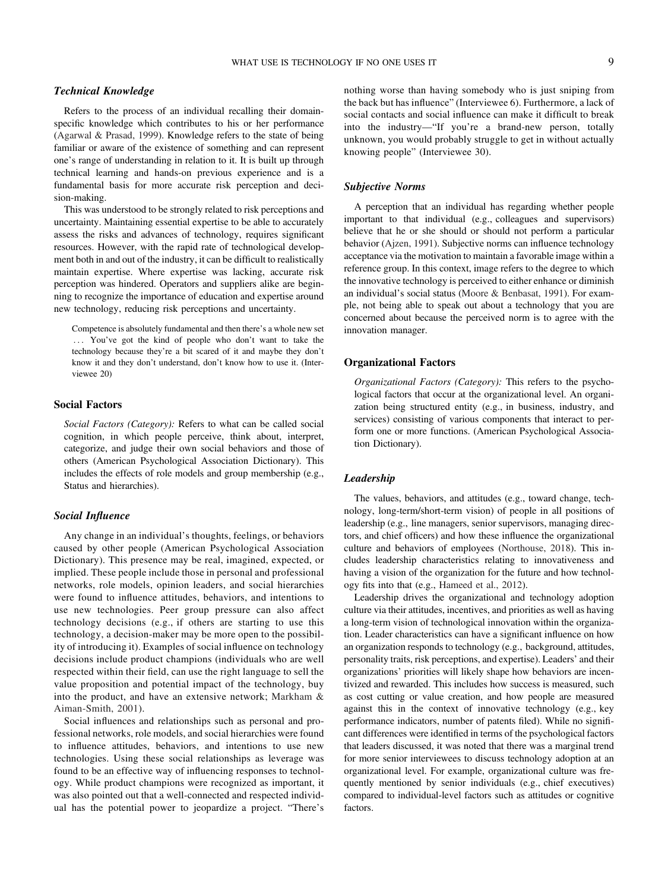### *Technical Knowledge*

Refers to the process of an individual recalling their domain-specific knowledge which contributes to his or her performance (Agarwal & Prasad, 1999). Knowledge refers to the state of being familiar or aware of the existence of something and can represent one's range of understanding in relation to it. It is built up through technical learning and hands-on previous experience and is a fundamental basis for more accurate risk perception and decision-making.

This was understood to be strongly related to risk perceptions and uncertainty. Maintaining essential expertise to be able to accurately assess the risks and advances of technology, requires significant resources. However, with the rapid rate of technological development both in and out of the industry, it can be difficult to realistically maintain expertise. Where expertise was lacking, accurate risk perception was hindered. Operators and suppliers alike are beginning to recognize the importance of education and expertise around new technology, reducing risk perceptions and uncertainty.

> Competence is absolutely fundamental and then there's a whole new set … You've got the kind of people who don't want to take the technology because they're a bit scared of it and maybe they don't know it and they don't understand, don't know how to use it. (Interviewee 20)

## Social Factors

*Social Factors (Category):* Refers to what can be called social cognition, in which people perceive, think about, interpret, categorize, and judge their own social behaviors and those of others (American Psychological Association Dictionary). This includes the effects of role models and group membership (e.g., Status and hierarchies).

### *Social Influence*

Any change in an individual's thoughts, feelings, or behaviors caused by other people (American Psychological Association Dictionary). This presence may be real, imagined, expected, or implied. These people include those in personal and professional networks, role models, opinion leaders, and social hierarchies were found to influence attitudes, behaviors, and intentions to use new technologies. Peer group pressure can also affect technology decisions (e.g., if others are starting to use this technology, a decision-maker may be more open to the possibility of introducing it). Examples of social influence on technology decisions include product champions (individuals who are well respected within their field, can use the right language to sell the value proposition and potential impact of the technology, buy into the product, and have an extensive network; Markham & Aiman-Smith, 2001).

Social influences and relationships such as personal and professional networks, role models, and social hierarchies were found to influence attitudes, behaviors, and intentions to use new technologies. Using these social relationships as leverage was found to be an effective way of influencing responses to technology. While product champions were recognized as important, it was also pointed out that a well-connected and respected individual has the potential power to jeopardize a project. "There's nothing worse than having somebody who is just sniping from the back but has influence" (Interviewee 6). Furthermore, a lack of social contacts and social influence can make it difficult to break into the industry—"If you're a brand-new person, totally unknown, you would probably struggle to get in without actually knowing people" (Interviewee 30).

### *Subjective Norms*

A perception that an individual has regarding whether people important to that individual (e.g., colleagues and supervisors) believe that he or she should or should not perform a particular behavior (Ajzen, 1991). Subjective norms can influence technology acceptance via the motivation to maintain a favorable image within a reference group. In this context, image refers to the degree to which the innovative technology is perceived to either enhance or diminish an individual's social status (Moore & Benbasat, 1991). For example, not being able to speak out about a technology that you are concerned about because the perceived norm is to agree with the innovation manager.

## Organizational Factors

*Organizational Factors (Category):* This refers to the psychological factors that occur at the organizational level. An organization being structured entity (e.g., in business, industry, and services) consisting of various components that interact to perform one or more functions. (American Psychological Association Dictionary).

### *Leadership*

The values, behaviors, and attitudes (e.g., toward change, technology, long-term/short-term vision) of people in all positions of leadership (e.g., line managers, senior supervisors, managing directors, and chief officers) and how these influence the organizational culture and behaviors of employees (Northouse, 2018). This includes leadership characteristics relating to innovativeness and having a vision of the organization for the future and how technology fits into that (e.g., Hameed et al., 2012).

Leadership drives the organizational and technology adoption culture via their attitudes, incentives, and priorities as well as having a long-term vision of technological innovation within the organization. Leader characteristics can have a significant influence on how an organization responds to technology (e.g., background, attitudes, personality traits, risk perceptions, and expertise). Leaders' and their organizations' priorities will likely shape how behaviors are incentivized and rewarded. This includes how success is measured, such as cost cutting or value creation, and how people are measured against this in the context of innovative technology (e.g., key performance indicators, number of patents filed). While no significant differences were identified in terms of the psychological factors that leaders discussed, it was noted that there was a marginal trend for more senior interviewees to discuss technology adoption at an organizational level. For example, organizational culture was frequently mentioned by senior individuals (e.g., chief executives) compared to individual-level factors such as attitudes or cognitive factors.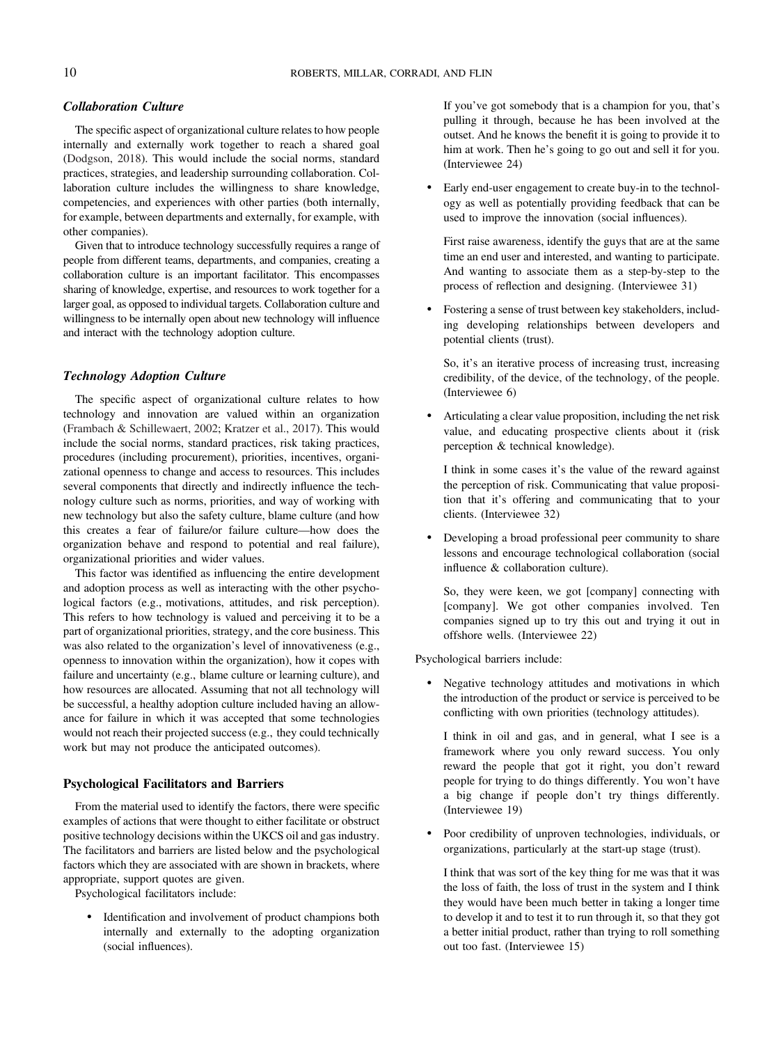### *Collaboration Culture*

The specific aspect of organizational culture relates to how people internally and externally work together to reach a shared goal (Dodgson, 2018). This would include the social norms, standard practices, strategies, and leadership surrounding collaboration. Collaboration culture includes the willingness to share knowledge, competencies, and experiences with other parties (both internally, for example, between departments and externally, for example, with other companies).

Given that to introduce technology successfully requires a range of people from different teams, departments, and companies, creating a collaboration culture is an important facilitator. This encompasses sharing of knowledge, expertise, and resources to work together for a larger goal, as opposed to individual targets. Collaboration culture and willingness to be internally open about new technology will influence and interact with the technology adoption culture.

### *Technology Adoption Culture*

The specific aspect of organizational culture relates to how technology and innovation are valued within an organization (Frambach & Schillewaert, 2002; Kratzer et al., 2017). This would include the social norms, standard practices, risk taking practices, procedures (including procurement), priorities, incentives, organizational openness to change and access to resources. This includes several components that directly and indirectly influence the technology culture such as norms, priorities, and way of working with new technology but also the safety culture, blame culture (and how this creates a fear of failure/or failure culture—how does the organization behave and respond to potential and real failure), organizational priorities and wider values.

This factor was identified as influencing the entire development and adoption process as well as interacting with the other psychological factors (e.g., motivations, attitudes, and risk perception). This refers to how technology is valued and perceiving it to be a part of organizational priorities, strategy, and the core business. This was also related to the organization's level of innovativeness (e.g., openness to innovation within the organization), how it copes with failure and uncertainty (e.g., blame culture or learning culture), and how resources are allocated. Assuming that not all technology will be successful, a healthy adoption culture included having an allowance for failure in which it was accepted that some technologies would not reach their projected success (e.g., they could technically work but may not produce the anticipated outcomes).

## Psychological Facilitators and Barriers

From the material used to identify the factors, there were specific examples of actions that were thought to either facilitate or obstruct positive technology decisions within the UKCS oil and gas industry. The facilitators and barriers are listed below and the psychological factors which they are associated with are shown in brackets, where appropriate, support quotes are given.

Psychological facilitators include:

- Identification and involvement of product champions both internally and externally to the adopting organization (social influences).

  If you've got somebody that is a champion for you, that's pulling it through, because he has been involved at the outset. And he knows the benefit it is going to provide it to him at work. Then he's going to go out and sell it for you. (Interviewee 24)

- Early end-user engagement to create buy-in to the technology as well as potentially providing feedback that can be used to improve the innovation (social influences).

  First raise awareness, identify the guys that are at the same time an end user and interested, and wanting to participate. And wanting to associate them as a step-by-step to the process of reflection and designing. (Interviewee 31)

- Fostering a sense of trust between key stakeholders, including developing relationships between developers and potential clients (trust).

  So, it's an iterative process of increasing trust, increasing credibility, of the device, of the technology, of the people. (Interviewee 6)

- Articulating a clear value proposition, including the net risk value, and educating prospective clients about it (risk perception & technical knowledge).

  I think in some cases it's the value of the reward against the perception of risk. Communicating that value proposition that it's offering and communicating that to your clients. (Interviewee 32)

- Developing a broad professional peer community to share lessons and encourage technological collaboration (social influence & collaboration culture).

  So, they were keen, we got [company] connecting with [company]. We got other companies involved. Ten companies signed up to try this out and trying it out in offshore wells. (Interviewee 22)

Psychological barriers include:

- Negative technology attitudes and motivations in which the introduction of the product or service is perceived to be conflicting with own priorities (technology attitudes).

  I think in oil and gas, and in general, what I see is a framework where you only reward success. You only reward the people that got it right, you don't reward people for trying to do things differently. You won't have a big change if people don't try things differently. (Interviewee 19)

- Poor credibility of unproven technologies, individuals, or organizations, particularly at the start-up stage (trust).

  I think that was sort of the key thing for me was that it was the loss of faith, the loss of trust in the system and I think they would have been much better in taking a longer time to develop it and to test it to run through it, so that they got a better initial product, rather than trying to roll something out too fast. (Interviewee 15)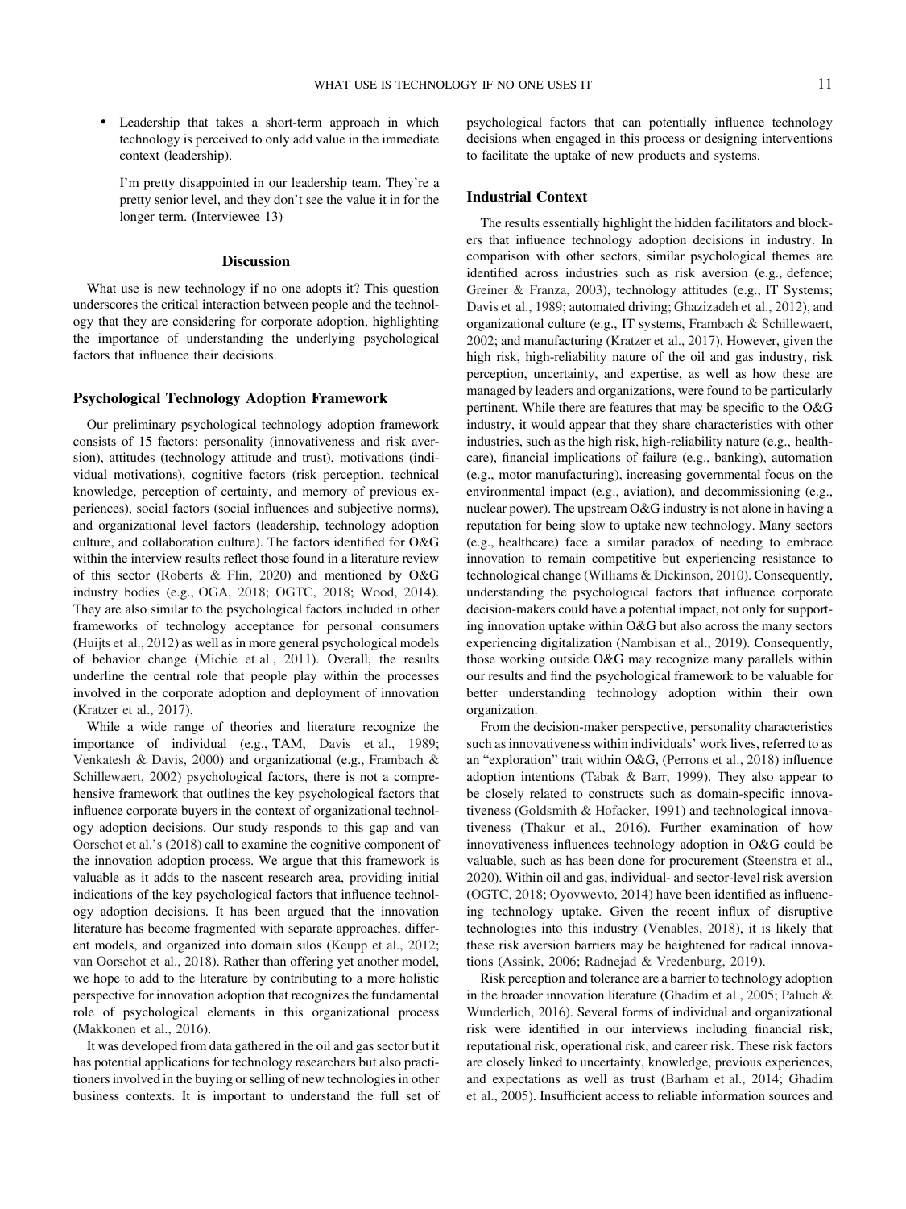- Leadership that takes a short-term approach in which technology is perceived to only add value in the immediate context (leadership).

  I'm pretty disappointed in our leadership team. They're a pretty senior level, and they don't see the value it in for the longer term. (Interviewee 13)

## Discussion

What use is new technology if no one adopts it? This question underscores the critical interaction between people and the technology that they are considering for corporate adoption, highlighting the importance of understanding the underlying psychological factors that influence their decisions.

### Psychological Technology Adoption Framework

Our preliminary psychological technology adoption framework consists of 15 factors: personality (innovativeness and risk aversion), attitudes (technology attitude and trust), motivations (individual motivations), cognitive factors (risk perception, technical knowledge, perception of certainty, and memory of previous experiences), social factors (social influences and subjective norms), and organizational level factors (leadership, technology adoption culture, and collaboration culture). The factors identified for O&G within the interview results reflect those found in a literature review of this sector (Roberts & Flin, 2020) and mentioned by O&G industry bodies (e.g., OGA, 2018; OGTC, 2018; Wood, 2014). They are also similar to the psychological factors included in other frameworks of technology acceptance for personal consumers (Huijts et al., 2012) as well as in more general psychological models of behavior change (Michie et al., 2011). Overall, the results underline the central role that people play within the processes involved in the corporate adoption and deployment of innovation (Kratzer et al., 2017).

While a wide range of theories and literature recognize the importance of individual (e.g., TAM, Davis et al., 1989; Venkatesh & Davis, 2000) and organizational (e.g., Frambach & Schillewaert, 2002) psychological factors, there is not a comprehensive framework that outlines the key psychological factors that influence corporate buyers in the context of organizational technology adoption decisions. Our study responds to this gap and van Oorschot et al.'s (2018) call to examine the cognitive component of the innovation adoption process. We argue that this framework is valuable as it adds to the nascent research area, providing initial indications of the key psychological factors that influence technology adoption decisions. It has been argued that the innovation literature has become fragmented with separate approaches, different models, and organized into domain silos (Keupp et al., 2012; van Oorschot et al., 2018). Rather than offering yet another model, we hope to add to the literature by contributing to a more holistic perspective for innovation adoption that recognizes the fundamental role of psychological elements in this organizational process (Makkonen et al., 2016).

It was developed from data gathered in the oil and gas sector but it has potential applications for technology researchers but also practitioners involved in the buying or selling of new technologies in other business contexts. It is important to understand the full set of psychological factors that can potentially influence technology decisions when engaged in this process or designing interventions to facilitate the uptake of new products and systems.

### Industrial Context

The results essentially highlight the hidden facilitators and blockers that influence technology adoption decisions in industry. In comparison with other sectors, similar psychological themes are identified across industries such as risk aversion (e.g., defence; Greiner & Franza, 2003), technology attitudes (e.g., IT Systems; Davis et al., 1989; automated driving; Ghazizadeh et al., 2012), and organizational culture (e.g., IT systems, Frambach & Schillewaert, 2002; and manufacturing (Kratzer et al., 2017). However, given the high risk, high-reliability nature of the oil and gas industry, risk perception, uncertainty, and expertise, as well as how these are managed by leaders and organizations, were found to be particularly pertinent. While there are features that may be specific to the O&G industry, it would appear that they share characteristics with other industries, such as the high risk, high-reliability nature (e.g., healthcare), financial implications of failure (e.g., banking), automation (e.g., motor manufacturing), increasing governmental focus on the environmental impact (e.g., aviation), and decommissioning (e.g., nuclear power). The upstream O&G industry is not alone in having a reputation for being slow to uptake new technology. Many sectors (e.g., healthcare) face a similar paradox of needing to embrace innovation to remain competitive but experiencing resistance to technological change (Williams & Dickinson, 2010). Consequently, understanding the psychological factors that influence corporate decision-makers could have a potential impact, not only for supporting innovation uptake within O&G but also across the many sectors experiencing digitalization (Nambisan et al., 2019). Consequently, those working outside O&G may recognize many parallels within our results and find the psychological framework to be valuable for better understanding technology adoption within their own organization.

From the decision-maker perspective, personality characteristics such as innovativeness within individuals' work lives, referred to as an "exploration" trait within O&G, (Perrons et al., 2018) influence adoption intentions (Tabak & Barr, 1999). They also appear to be closely related to constructs such as domain-specific innovativeness (Goldsmith & Hofacker, 1991) and technological innovativeness (Thakur et al., 2016). Further examination of how innovativeness influences technology adoption in O&G could be valuable, such as has been done for procurement (Steenstra et al., 2020). Within oil and gas, individual- and sector-level risk aversion (OGTC, 2018; Oyovwevto, 2014) have been identified as influencing technology uptake. Given the recent influx of disruptive technologies into this industry (Venables, 2018), it is likely that these risk aversion barriers may be heightened for radical innovations (Assink, 2006; Radnejad & Vredenburg, 2019).

Risk perception and tolerance are a barrier to technology adoption in the broader innovation literature (Ghadim et al., 2005; Paluch & Wunderlich, 2016). Several forms of individual and organizational risk were identified in our interviews including financial risk, reputational risk, operational risk, and career risk. These risk factors are closely linked to uncertainty, knowledge, previous experiences, and expectations as well as trust (Barham et al., 2014; Ghadim et al., 2005). Insufficient access to reliable information sources and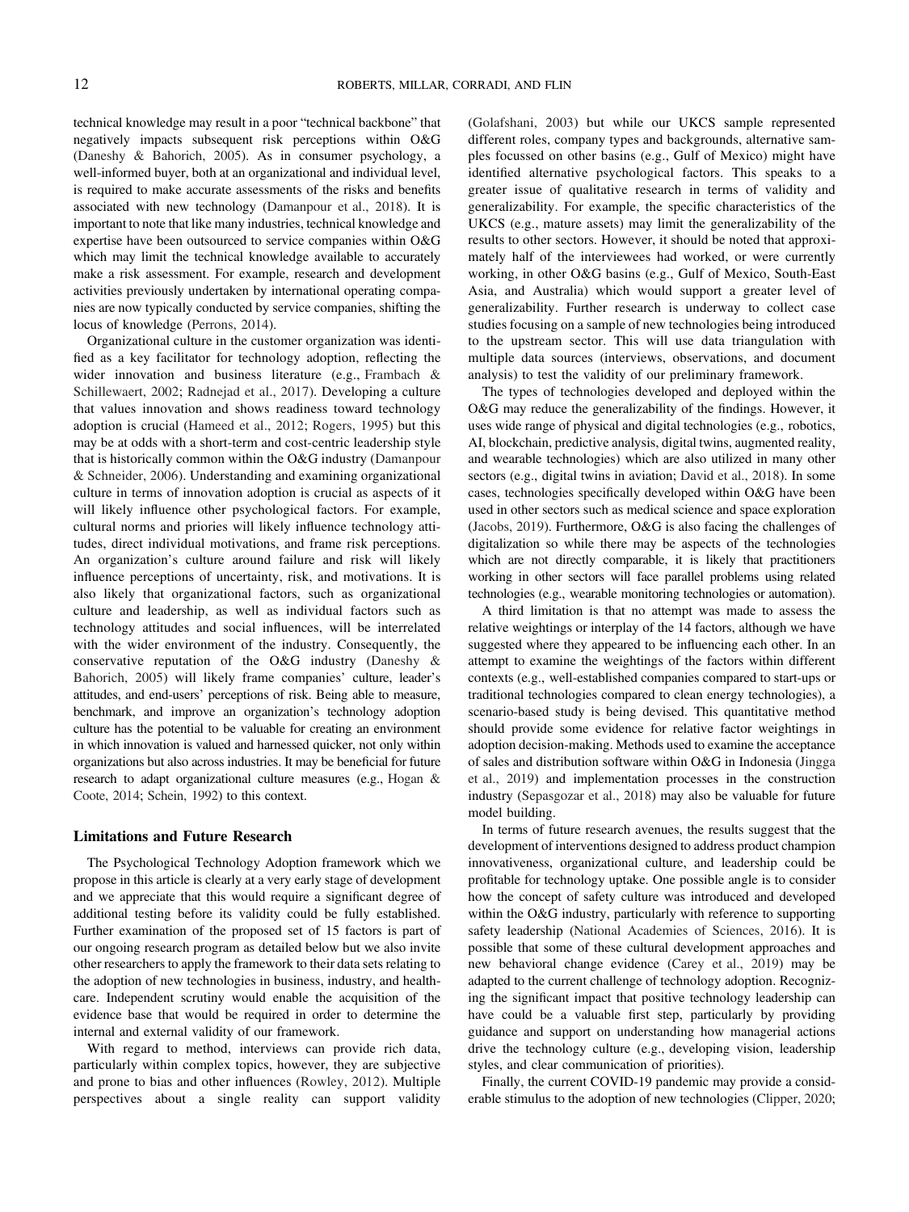technical knowledge may result in a poor "technical backbone" that negatively impacts subsequent risk perceptions within O&G (Daneshy & Bahorich, 2005). As in consumer psychology, a well-informed buyer, both at an organizational and individual level, is required to make accurate assessments of the risks and benefits associated with new technology (Damanpour et al., 2018). It is important to note that like many industries, technical knowledge and expertise have been outsourced to service companies within O&G which may limit the technical knowledge available to accurately make a risk assessment. For example, research and development activities previously undertaken by international operating companies are now typically conducted by service companies, shifting the locus of knowledge (Perrons, 2014).

Organizational culture in the customer organization was identified as a key facilitator for technology adoption, reflecting the wider innovation and business literature (e.g., Frambach & Schillewaert, 2002; Radnejad et al., 2017). Developing a culture that values innovation and shows readiness toward technology adoption is crucial (Hameed et al., 2012; Rogers, 1995) but this may be at odds with a short-term and cost-centric leadership style that is historically common within the O&G industry (Damanpour & Schneider, 2006). Understanding and examining organizational culture in terms of innovation adoption is crucial as aspects of it will likely influence other psychological factors. For example, cultural norms and priories will likely influence technology attitudes, direct individual motivations, and frame risk perceptions. An organization's culture around failure and risk will likely influence perceptions of uncertainty, risk, and motivations. It is also likely that organizational factors, such as organizational culture and leadership, as well as individual factors such as technology attitudes and social influences, will be interrelated with the wider environment of the industry. Consequently, the conservative reputation of the O&G industry (Daneshy & Bahorich, 2005) will likely frame companies' culture, leader's attitudes, and end-users' perceptions of risk. Being able to measure, benchmark, and improve an organization's technology adoption culture has the potential to be valuable for creating an environment in which innovation is valued and harnessed quicker, not only within organizations but also across industries. It may be beneficial for future research to adapt organizational culture measures (e.g., Hogan & Coote, 2014; Schein, 1992) to this context.

## Limitations and Future Research

The Psychological Technology Adoption framework which we propose in this article is clearly at a very early stage of development and we appreciate that this would require a significant degree of additional testing before its validity could be fully established. Further examination of the proposed set of 15 factors is part of our ongoing research program as detailed below but we also invite other researchers to apply the framework to their data sets relating to the adoption of new technologies in business, industry, and healthcare. Independent scrutiny would enable the acquisition of the evidence base that would be required in order to determine the internal and external validity of our framework.

With regard to method, interviews can provide rich data, particularly within complex topics, however, they are subjective and prone to bias and other influences (Rowley, 2012). Multiple perspectives about a single reality can support validity (Golafshani, 2003) but while our UKCS sample represented different roles, company types and backgrounds, alternative samples focussed on other basins (e.g., Gulf of Mexico) might have identified alternative psychological factors. This speaks to a greater issue of qualitative research in terms of validity and generalizability. For example, the specific characteristics of the UKCS (e.g., mature assets) may limit the generalizability of the results to other sectors. However, it should be noted that approximately half of the interviewees had worked, or were currently working, in other O&G basins (e.g., Gulf of Mexico, South-East Asia, and Australia) which would support a greater level of generalizability. Further research is underway to collect case studies focusing on a sample of new technologies being introduced to the upstream sector. This will use data triangulation with multiple data sources (interviews, observations, and document analysis) to test the validity of our preliminary framework.

The types of technologies developed and deployed within the O&G may reduce the generalizability of the findings. However, it uses wide range of physical and digital technologies (e.g., robotics, AI, blockchain, predictive analysis, digital twins, augmented reality, and wearable technologies) which are also utilized in many other sectors (e.g., digital twins in aviation; David et al., 2018). In some cases, technologies specifically developed within O&G have been used in other sectors such as medical science and space exploration (Jacobs, 2019). Furthermore, O&G is also facing the challenges of digitalization so while there may be aspects of the technologies which are not directly comparable, it is likely that practitioners working in other sectors will face parallel problems using related technologies (e.g., wearable monitoring technologies or automation).

A third limitation is that no attempt was made to assess the relative weightings or interplay of the 14 factors, although we have suggested where they appeared to be influencing each other. In an attempt to examine the weightings of the factors within different contexts (e.g., well-established companies compared to start-ups or traditional technologies compared to clean energy technologies), a scenario-based study is being devised. This quantitative method should provide some evidence for relative factor weightings in adoption decision-making. Methods used to examine the acceptance of sales and distribution software within O&G in Indonesia (Jingga et al., 2019) and implementation processes in the construction industry (Sepasgozar et al., 2018) may also be valuable for future model building.

In terms of future research avenues, the results suggest that the development of interventions designed to address product champion innovativeness, organizational culture, and leadership could be profitable for technology uptake. One possible angle is to consider how the concept of safety culture was introduced and developed within the O&G industry, particularly with reference to supporting safety leadership (National Academies of Sciences, 2016). It is possible that some of these cultural development approaches and new behavioral change evidence (Carey et al., 2019) may be adapted to the current challenge of technology adoption. Recognizing the significant impact that positive technology leadership can have could be a valuable first step, particularly by providing guidance and support on understanding how managerial actions drive the technology culture (e.g., developing vision, leadership styles, and clear communication of priorities).

Finally, the current COVID-19 pandemic may provide a considerable stimulus to the adoption of new technologies (Clipper, 2020;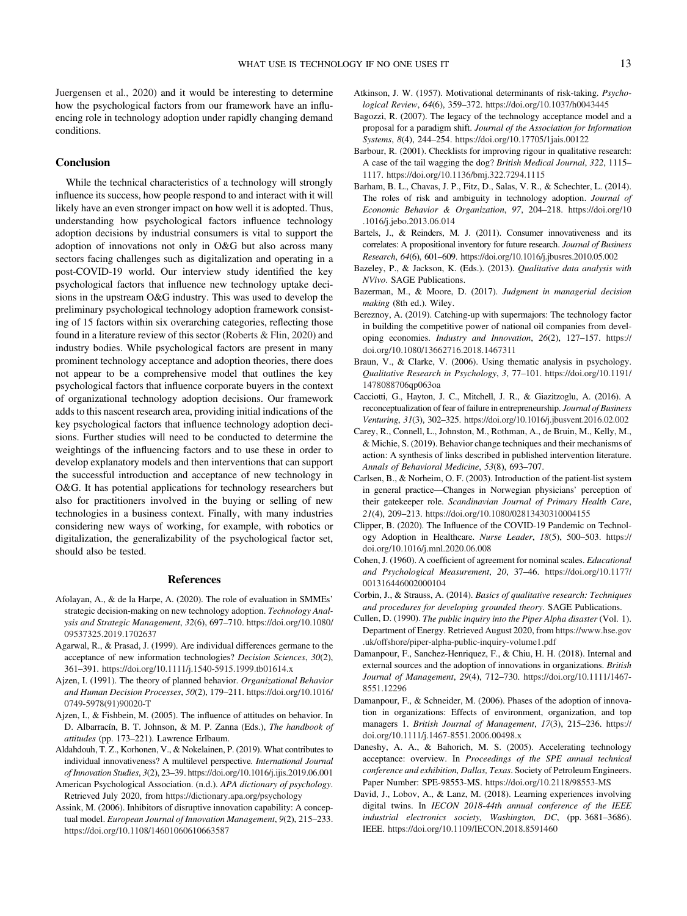Juergensen et al., 2020) and it would be interesting to determine how the psychological factors from our framework have an influencing role in technology adoption under rapidly changing demand conditions.

## Conclusion

While the technical characteristics of a technology will strongly influence its success, how people respond to and interact with it will likely have an even stronger impact on how well it is adopted. Thus, understanding how psychological factors influence technology adoption decisions by industrial consumers is vital to support the adoption of innovations not only in O&G but also across many sectors facing challenges such as digitalization and operating in a post-COVID-19 world. Our interview study identified the key psychological factors that influence new technology uptake decisions in the upstream O&G industry. This was used to develop the preliminary psychological technology adoption framework consisting of 15 factors within six overarching categories, reflecting those found in a literature review of this sector (Roberts & Flin, 2020) and industry bodies. While psychological factors are present in many prominent technology acceptance and adoption theories, there does not appear to be a comprehensive model that outlines the key psychological factors that influence corporate buyers in the context of organizational technology adoption decisions. Our framework adds to this nascent research area, providing initial indications of the key psychological factors that influence technology adoption decisions. Further studies will need to be conducted to determine the weightings of the influencing factors and to use these in order to develop explanatory models and then interventions that can support the successful introduction and acceptance of new technology in O&G. It has potential applications for technology researchers but also for practitioners involved in the buying or selling of new technologies in a business context. Finally, with many industries considering new ways of working, for example, with robotics or digitalization, the generalizability of the psychological factor set, should also be tested.

## References

Afolayan, A., & de la Harpe, A. (2020). The role of evaluation in SMMEs' strategic decision-making on new technology adoption. *Technology Analysis and Strategic Management*, *32*(6), 697–710. https://doi.org/10.1080/09537325.2019.1702637

Agarwal, R., & Prasad, J. (1999). Are individual differences germane to the acceptance of new information technologies? *Decision Sciences*, *30*(2), 361–391. https://doi.org/10.1111/j.1540-5915.1999.tb01614.x

Ajzen, I. (1991). The theory of planned behavior. *Organizational Behavior and Human Decision Processes*, *50*(2), 179–211. https://doi.org/10.1016/0749-5978(91)90020-T

Ajzen, I., & Fishbein, M. (2005). The influence of attitudes on behavior. In D. Albarracín, B. T. Johnson, & M. P. Zanna (Eds.), *The handbook of attitudes* (pp. 173–221). Lawrence Erlbaum.

Aldahdouh, T. Z., Korhonen, V., & Nokelainen, P. (2019). What contributes to individual innovativeness? A multilevel perspective. *International Journal of Innovation Studies*, *3*(2), 23–39. https://doi.org/10.1016/j.ijis.2019.06.001

American Psychological Association. (n.d.). *APA dictionary of psychology*. Retrieved July 2020, from https://dictionary.apa.org/psychology

Assink, M. (2006). Inhibitors of disruptive innovation capability: A conceptual model. *European Journal of Innovation Management*, *9*(2), 215–233. https://doi.org/10.1108/14601060610663587

Atkinson, J. W. (1957). Motivational determinants of risk-taking. *Psychological Review*, *64*(6), 359–372. https://doi.org/10.1037/h0043445

Bagozzi, R. (2007). The legacy of the technology acceptance model and a proposal for a paradigm shift. *Journal of the Association for Information Systems*, *8*(4), 244–254. https://doi.org/10.17705/1jais.00122

Barbour, R. (2001). Checklists for improving rigour in qualitative research: A case of the tail wagging the dog? *British Medical Journal*, *322*, 1115–1117. https://doi.org/10.1136/bmj.322.7294.1115

Barham, B. L., Chavas, J. P., Fitz, D., Salas, V. R., & Schechter, L. (2014). The roles of risk and ambiguity in technology adoption. *Journal of Economic Behavior & Organization*, *97*, 204–218. https://doi.org/10.1016/j.jebo.2013.06.014

Bartels, J., & Reinders, M. J. (2011). Consumer innovativeness and its correlates: A propositional inventory for future research. *Journal of Business Research*, *64*(6), 601–609. https://doi.org/10.1016/j.jbusres.2010.05.002

Bazeley, P., & Jackson, K. (Eds.). (2013). *Qualitative data analysis with NVivo*. SAGE Publications.

Bazerman, M., & Moore, D. (2017). *Judgment in managerial decision making* (8th ed.). Wiley.

Bereznoy, A. (2019). Catching-up with supermajors: The technology factor in building the competitive power of national oil companies from developing economies. *Industry and Innovation*, *26*(2), 127–157. https://doi.org/10.1080/13662716.2018.1467311

Braun, V., & Clarke, V. (2006). Using thematic analysis in psychology. *Qualitative Research in Psychology*, *3*, 77–101. https://doi.org/10.1191/1478088706qp063oa

Cacciotti, G., Hayton, J. C., Mitchell, J. R., & Giazitzoglu, A. (2016). A reconceptualization of fear of failure in entrepreneurship. *Journal of Business Venturing*, *31*(3), 302–325. https://doi.org/10.1016/j.jbusvent.2016.02.002

Carey, R., Connell, L., Johnston, M., Rothman, A., de Bruin, M., Kelly, M., & Michie, S. (2019). Behavior change techniques and their mechanisms of action: A synthesis of links described in published intervention literature. *Annals of Behavioral Medicine*, *53*(8), 693–707.

Carlsen, B., & Norheim, O. F. (2003). Introduction of the patient-list system in general practice—Changes in Norwegian physicians' perception of their gatekeeper role. *Scandinavian Journal of Primary Health Care*, *21*(4), 209–213. https://doi.org/10.1080/02813430310004155

Clipper, B. (2020). The Influence of the COVID-19 Pandemic on Technology Adoption in Healthcare. *Nurse Leader*, *18*(5), 500–503. https://doi.org/10.1016/j.mnl.2020.06.008

Cohen, J. (1960). A coefficient of agreement for nominal scales. *Educational and Psychological Measurement*, *20*, 37–46. https://doi.org/10.1177/001316446002000104

Corbin, J., & Strauss, A. (2014). *Basics of qualitative research: Techniques and procedures for developing grounded theory*. SAGE Publications.

Cullen, D. (1990). *The public inquiry into the Piper Alpha disaster* (Vol. 1). Department of Energy. Retrieved August 2020, from https://www.hse.gov.uk/offshore/piper-alpha-public-inquiry-volume1.pdf

Damanpour, F., Sanchez-Henriquez, F., & Chiu, H. H. (2018). Internal and external sources and the adoption of innovations in organizations. *British Journal of Management*, *29*(4), 712–730. https://doi.org/10.1111/1467-8551.12296

Damanpour, F., & Schneider, M. (2006). Phases of the adoption of innovation in organizations: Effects of environment, organization, and top managers 1. *British Journal of Management*, *17*(3), 215–236. https://doi.org/10.1111/j.1467-8551.2006.00498.x

Daneshy, A. A., & Bahorich, M. S. (2005). Accelerating technology acceptance: overview. In *Proceedings of the SPE annual technical conference and exhibition, Dallas, Texas*. Society of Petroleum Engineers. Paper Number: SPE-98553-MS. https://doi.org/10.2118/98553-MS

David, J., Lobov, A., & Lanz, M. (2018). Learning experiences involving digital twins. In *IECON 2018-44th annual conference of the IEEE industrial electronics society, Washington, DC*, (pp. 3681–3686). IEEE. https://doi.org/10.1109/IECON.2018.8591460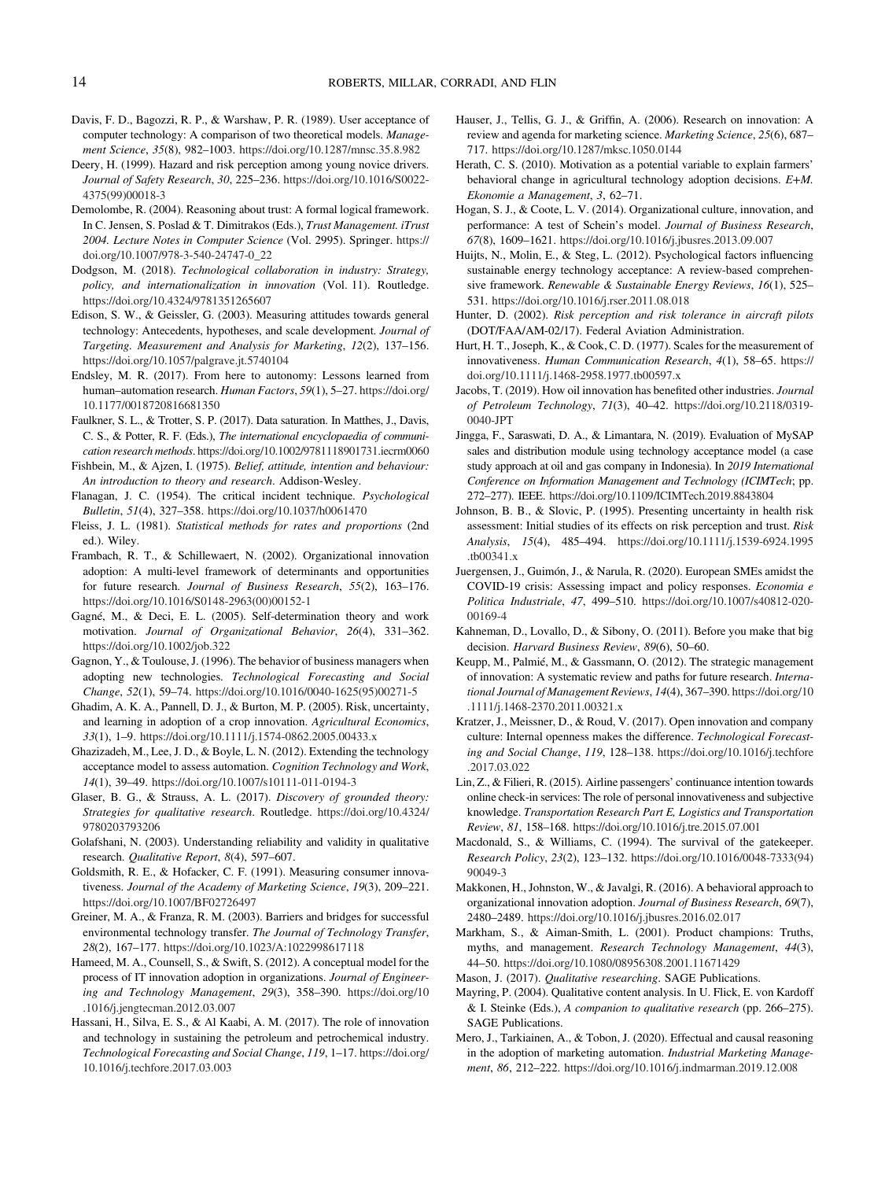Davis, F. D., Bagozzi, R. P., & Warshaw, P. R. (1989). User acceptance of computer technology: A comparison of two theoretical models. *Management Science*, *35*(8), 982–1003. https://doi.org/10.1287/mnsc.35.8.982

Deery, H. (1999). Hazard and risk perception among young novice drivers. *Journal of Safety Research*, *30*, 225–236. https://doi.org/10.1016/S0022-4375(99)00018-3

Demolombe, R. (2004). Reasoning about trust: A formal logical framework. In C. Jensen, S. Poslad & T. Dimitrakos (Eds.), *Trust Management. iTrust 2004. Lecture Notes in Computer Science* (Vol. 2995). Springer. https://doi.org/10.1007/978-3-540-24747-0_22

Dodgson, M. (2018). *Technological collaboration in industry: Strategy, policy, and internationalization in innovation* (Vol. 11). Routledge. https://doi.org/10.4324/9781351265607

Edison, S. W., & Geissler, G. (2003). Measuring attitudes towards general technology: Antecedents, hypotheses, and scale development. *Journal of Targeting. Measurement and Analysis for Marketing*, *12*(2), 137–156. https://doi.org/10.1057/palgrave.jt.5740104

Endsley, M. R. (2017). From here to autonomy: Lessons learned from human–automation research. *Human Factors*, *59*(1), 5–27. https://doi.org/10.1177/0018720816681350

Faulkner, S. L., & Trotter, S. P. (2017). Data saturation. In Matthes, J., Davis, C. S., & Potter, R. F. (Eds.), *The international encyclopaedia of communication research methods*. https://doi.org/10.1002/9781118901731.iecrm0060

Fishbein, M., & Ajzen, I. (1975). *Belief, attitude, intention and behaviour: An introduction to theory and research*. Addison-Wesley.

Flanagan, J. C. (1954). The critical incident technique. *Psychological Bulletin*, *51*(4), 327–358. https://doi.org/10.1037/h0061470

Fleiss, J. L. (1981). *Statistical methods for rates and proportions* (2nd ed.). Wiley.

Frambach, R. T., & Schillewaert, N. (2002). Organizational innovation adoption: A multi-level framework of determinants and opportunities for future research. *Journal of Business Research*, *55*(2), 163–176. https://doi.org/10.1016/S0148-2963(00)00152-1

Gagné, M., & Deci, E. L. (2005). Self-determination theory and work motivation. *Journal of Organizational Behavior*, *26*(4), 331–362. https://doi.org/10.1002/job.322

Gagnon, Y., & Toulouse, J. (1996). The behavior of business managers when adopting new technologies. *Technological Forecasting and Social Change*, *52*(1), 59–74. https://doi.org/10.1016/0040-1625(95)00271-5

Ghadim, A. K. A., Pannell, D. J., & Burton, M. P. (2005). Risk, uncertainty, and learning in adoption of a crop innovation. *Agricultural Economics*, *33*(1), 1–9. https://doi.org/10.1111/j.1574-0862.2005.00433.x

Ghazizadeh, M., Lee, J. D., & Boyle, L. N. (2012). Extending the technology acceptance model to assess automation. *Cognition Technology and Work*, *14*(1), 39–49. https://doi.org/10.1007/s10111-011-0194-3

Glaser, B. G., & Strauss, A. L. (2017). *Discovery of grounded theory: Strategies for qualitative research*. Routledge. https://doi.org/10.4324/9780203793206

Golafshani, N. (2003). Understanding reliability and validity in qualitative research. *Qualitative Report*, *8*(4), 597–607.

Goldsmith, R. E., & Hofacker, C. F. (1991). Measuring consumer innovativeness. *Journal of the Academy of Marketing Science*, *19*(3), 209–221. https://doi.org/10.1007/BF02726497

Greiner, M. A., & Franza, R. M. (2003). Barriers and bridges for successful environmental technology transfer. *The Journal of Technology Transfer*, *28*(2), 167–177. https://doi.org/10.1023/A:1022998617118

Hameed, M. A., Counsell, S., & Swift, S. (2012). A conceptual model for the process of IT innovation adoption in organizations. *Journal of Engineering and Technology Management*, *29*(3), 358–390. https://doi.org/10.1016/j.jengtecman.2012.03.007

Hassani, H., Silva, E. S., & Al Kaabi, A. M. (2017). The role of innovation and technology in sustaining the petroleum and petrochemical industry. *Technological Forecasting and Social Change*, *119*, 1–17. https://doi.org/10.1016/j.techfore.2017.03.003

Hauser, J., Tellis, G. J., & Griffin, A. (2006). Research on innovation: A review and agenda for marketing science. *Marketing Science*, *25*(6), 687–717. https://doi.org/10.1287/mksc.1050.0144

Herath, C. S. (2010). Motivation as a potential variable to explain farmers' behavioral change in agricultural technology adoption decisions. *E+M. Ekonomie a Management*, *3*, 62–71.

Hogan, S. J., & Coote, L. V. (2014). Organizational culture, innovation, and performance: A test of Schein's model. *Journal of Business Research*, *67*(8), 1609–1621. https://doi.org/10.1016/j.jbusres.2013.09.007

Huijts, N., Molin, E., & Steg, L. (2012). Psychological factors influencing sustainable energy technology acceptance: A review-based comprehensive framework. *Renewable & Sustainable Energy Reviews*, *16*(1), 525–531. https://doi.org/10.1016/j.rser.2011.08.018

Hunter, D. (2002). *Risk perception and risk tolerance in aircraft pilots* (DOT/FAA/AM-02/17). Federal Aviation Administration.

Hurt, H. T., Joseph, K., & Cook, C. D. (1977). Scales for the measurement of innovativeness. *Human Communication Research*, *4*(1), 58–65. https://doi.org/10.1111/j.1468-2958.1977.tb00597.x

Jacobs, T. (2019). How oil innovation has benefited other industries. *Journal of Petroleum Technology*, *71*(3), 40–42. https://doi.org/10.2118/0319-0040-JPT

Jingga, F., Saraswati, D. A., & Limantara, N. (2019). Evaluation of MySAP sales and distribution module using technology acceptance model (a case study approach at oil and gas company in Indonesia). In *2019 International Conference on Information Management and Technology (ICIMTech*; pp. 272–277). IEEE. https://doi.org/10.1109/ICIMTech.2019.8843804

Johnson, B. B., & Slovic, P. (1995). Presenting uncertainty in health risk assessment: Initial studies of its effects on risk perception and trust. *Risk Analysis*, *15*(4), 485–494. https://doi.org/10.1111/j.1539-6924.1995.tb00341.x

Juergensen, J., Guimón, J., & Narula, R. (2020). European SMEs amidst the COVID-19 crisis: Assessing impact and policy responses. *Economia e Politica Industriale*, *47*, 499–510. https://doi.org/10.1007/s40812-020-00169-4

Kahneman, D., Lovallo, D., & Sibony, O. (2011). Before you make that big decision. *Harvard Business Review*, *89*(6), 50–60.

Keupp, M., Palmié, M., & Gassmann, O. (2012). The strategic management of innovation: A systematic review and paths for future research. *International Journal of Management Reviews*, *14*(4), 367–390. https://doi.org/10.1111/j.1468-2370.2011.00321.x

Kratzer, J., Meissner, D., & Roud, V. (2017). Open innovation and company culture: Internal openness makes the difference. *Technological Forecasting and Social Change*, *119*, 128–138. https://doi.org/10.1016/j.techfore.2017.03.022

Lin, Z., & Filieri, R. (2015). Airline passengers' continuance intention towards online check-in services: The role of personal innovativeness and subjective knowledge. *Transportation Research Part E, Logistics and Transportation Review*, *81*, 158–168. https://doi.org/10.1016/j.tre.2015.07.001

Macdonald, S., & Williams, C. (1994). The survival of the gatekeeper. *Research Policy*, *23*(2), 123–132. https://doi.org/10.1016/0048-7333(94)90049-3

Makkonen, H., Johnston, W., & Javalgi, R. (2016). A behavioral approach to organizational innovation adoption. *Journal of Business Research*, *69*(7), 2480–2489. https://doi.org/10.1016/j.jbusres.2016.02.017

Markham, S., & Aiman-Smith, L. (2001). Product champions: Truths, myths, and management. *Research Technology Management*, *44*(3), 44–50. https://doi.org/10.1080/08956308.2001.11671429

Mason, J. (2017). *Qualitative researching*. SAGE Publications.

Mayring, P. (2004). Qualitative content analysis. In U. Flick, E. von Kardoff & I. Steinke (Eds.), *A companion to qualitative research* (pp. 266–275). SAGE Publications.

Mero, J., Tarkiainen, A., & Tobon, J. (2020). Effectual and causal reasoning in the adoption of marketing automation. *Industrial Marketing Management*, *86*, 212–222. https://doi.org/10.1016/j.indmarman.2019.12.008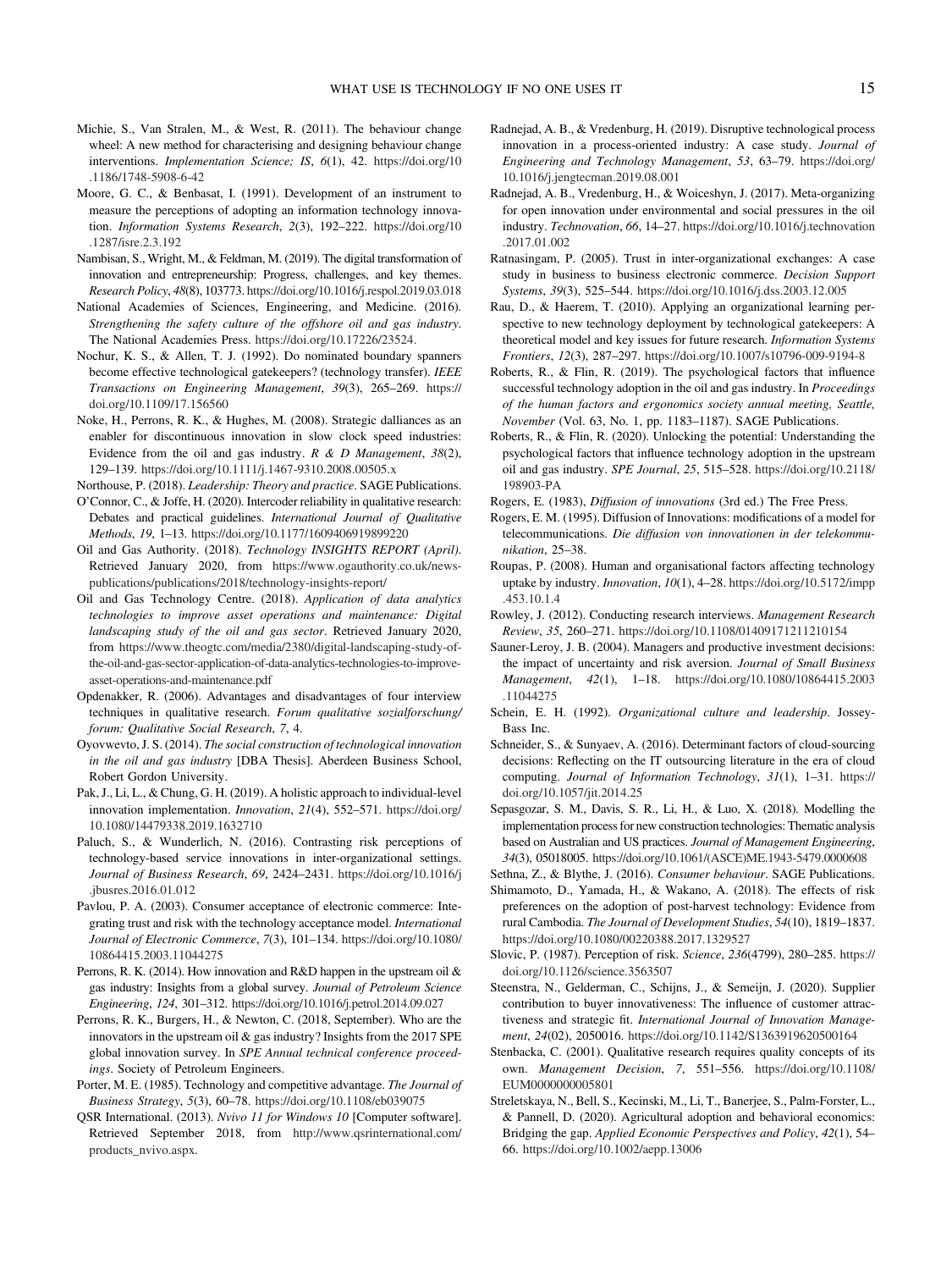Michie, S., Van Stralen, M., & West, R. (2011). The behaviour change wheel: A new method for characterising and designing behaviour change interventions. *Implementation Science; IS*, *6*(1), 42. https://doi.org/10.1186/1748-5908-6-42

Moore, G. C., & Benbasat, I. (1991). Development of an instrument to measure the perceptions of adopting an information technology innovation. *Information Systems Research*, *2*(3), 192–222. https://doi.org/10.1287/isre.2.3.192

Nambisan, S., Wright, M., & Feldman, M. (2019). The digital transformation of innovation and entrepreneurship: Progress, challenges, and key themes. *Research Policy*, *48*(8), 103773. https://doi.org/10.1016/j.respol.2019.03.018

National Academies of Sciences, Engineering, and Medicine. (2016). *Strengthening the safety culture of the offshore oil and gas industry*. The National Academies Press. https://doi.org/10.17226/23524.

Nochur, K. S., & Allen, T. J. (1992). Do nominated boundary spanners become effective technological gatekeepers? (technology transfer). *IEEE Transactions on Engineering Management*, *39*(3), 265–269. https://doi.org/10.1109/17.156560

Noke, H., Perrons, R. K., & Hughes, M. (2008). Strategic dalliances as an enabler for discontinuous innovation in slow clock speed industries: Evidence from the oil and gas industry. *R & D Management*, *38*(2), 129–139. https://doi.org/10.1111/j.1467-9310.2008.00505.x

Northouse, P. (2018). *Leadership: Theory and practice*. SAGE Publications.

O'Connor, C., & Joffe, H. (2020). Intercoder reliability in qualitative research: Debates and practical guidelines. *International Journal of Qualitative Methods*, *19*, 1–13. https://doi.org/10.1177/1609406919899220

Oil and Gas Authority. (2018). *Technology INSIGHTS REPORT (April)*. Retrieved January 2020, from https://www.ogauthority.co.uk/news-publications/publications/2018/technology-insights-report/

Oil and Gas Technology Centre. (2018). *Application of data analytics technologies to improve asset operations and maintenance: Digital landscaping study of the oil and gas sector*. Retrieved January 2020, from https://www.theogtc.com/media/2380/digital-landscaping-study-of-the-oil-and-gas-sector-application-of-data-analytics-technologies-to-improve-asset-operations-and-maintenance.pdf

Opdenakker, R. (2006). Advantages and disadvantages of four interview techniques in qualitative research. *Forum qualitative sozialforschung/ forum: Qualitative Social Research*, *7*, 4.

Oyovwevto, J. S. (2014). *The social construction of technological innovation in the oil and gas industry* [DBA Thesis]. Aberdeen Business School, Robert Gordon University.

Pak, J., Li, L., & Chung, G. H. (2019). A holistic approach to individual-level innovation implementation. *Innovation*, *21*(4), 552–571. https://doi.org/10.1080/14479338.2019.1632710

Paluch, S., & Wunderlich, N. (2016). Contrasting risk perceptions of technology-based service innovations in inter-organizational settings. *Journal of Business Research*, *69*, 2424–2431. https://doi.org/10.1016/j.jbusres.2016.01.012

Pavlou, P. A. (2003). Consumer acceptance of electronic commerce: Integrating trust and risk with the technology acceptance model. *International Journal of Electronic Commerce*, *7*(3), 101–134. https://doi.org/10.1080/10864415.2003.11044275

Perrons, R. K. (2014). How innovation and R&D happen in the upstream oil & gas industry: Insights from a global survey. *Journal of Petroleum Science Engineering*, *124*, 301–312. https://doi.org/10.1016/j.petrol.2014.09.027

Perrons, R. K., Burgers, H., & Newton, C. (2018, September). Who are the innovators in the upstream oil & gas industry? Insights from the 2017 SPE global innovation survey. In *SPE Annual technical conference proceedings*. Society of Petroleum Engineers.

Porter, M. E. (1985). Technology and competitive advantage. *The Journal of Business Strategy*, *5*(3), 60–78. https://doi.org/10.1108/eb039075

QSR International. (2013). *Nvivo 11 for Windows 10* [Computer software]. Retrieved September 2018, from http://www.qsrinternational.com/products_nvivo.aspx.

Radnejad, A. B., & Vredenburg, H. (2019). Disruptive technological process innovation in a process-oriented industry: A case study. *Journal of Engineering and Technology Management*, *53*, 63–79. https://doi.org/10.1016/j.jengtecman.2019.08.001

Radnejad, A. B., Vredenburg, H., & Woiceshyn, J. (2017). Meta-organizing for open innovation under environmental and social pressures in the oil industry. *Technovation*, *66*, 14–27. https://doi.org/10.1016/j.technovation.2017.01.002

Ratnasingam, P. (2005). Trust in inter-organizational exchanges: A case study in business to business electronic commerce. *Decision Support Systems*, *39*(3), 525–544. https://doi.org/10.1016/j.dss.2003.12.005

Rau, D., & Haerem, T. (2010). Applying an organizational learning perspective to new technology deployment by technological gatekeepers: A theoretical model and key issues for future research. *Information Systems Frontiers*, *12*(3), 287–297. https://doi.org/10.1007/s10796-009-9194-8

Roberts, R., & Flin, R. (2019). The psychological factors that influence successful technology adoption in the oil and gas industry. In *Proceedings of the human factors and ergonomics society annual meeting, Seattle, November* (Vol. 63, No. 1, pp. 1183–1187). SAGE Publications.

Roberts, R., & Flin, R. (2020). Unlocking the potential: Understanding the psychological factors that influence technology adoption in the upstream oil and gas industry. *SPE Journal*, *25*, 515–528. https://doi.org/10.2118/198903-PA

Rogers, E. (1983), *Diffusion of innovations* (3rd ed.) The Free Press.

Rogers, E. M. (1995). Diffusion of Innovations: modifications of a model for telecommunications. *Die diffusion von innovationen in der telekommunikation*, 25–38.

Roupas, P. (2008). Human and organisational factors affecting technology uptake by industry. *Innovation*, *10*(1), 4–28. https://doi.org/10.5172/impp.453.10.1.4

Rowley, J. (2012). Conducting research interviews. *Management Research Review*, *35*, 260–271. https://doi.org/10.1108/01409171211210154

Sauner-Leroy, J. B. (2004). Managers and productive investment decisions: the impact of uncertainty and risk aversion. *Journal of Small Business Management*, *42*(1), 1–18. https://doi.org/10.1080/10864415.2003.11044275

Schein, E. H. (1992). *Organizational culture and leadership*. Jossey-Bass Inc.

Schneider, S., & Sunyaev, A. (2016). Determinant factors of cloud-sourcing decisions: Reflecting on the IT outsourcing literature in the era of cloud computing. *Journal of Information Technology*, *31*(1), 1–31. https://doi.org/10.1057/jit.2014.25

Sepasgozar, S. M., Davis, S. R., Li, H., & Luo, X. (2018). Modelling the implementation process for new construction technologies: Thematic analysis based on Australian and US practices. *Journal of Management Engineering*, *34*(3), 05018005. https://doi.org/10.1061/(ASCE)ME.1943-5479.0000608

Sethna, Z., & Blythe, J. (2016). *Consumer behaviour*. SAGE Publications.

Shimamoto, D., Yamada, H., & Wakano, A. (2018). The effects of risk preferences on the adoption of post-harvest technology: Evidence from rural Cambodia. *The Journal of Development Studies*, *54*(10), 1819–1837. https://doi.org/10.1080/00220388.2017.1329527

Slovic, P. (1987). Perception of risk. *Science*, *236*(4799), 280–285. https://doi.org/10.1126/science.3563507

Steenstra, N., Gelderman, C., Schijns, J., & Semeijn, J. (2020). Supplier contribution to buyer innovativeness: The influence of customer attractiveness and strategic fit. *International Journal of Innovation Management*, *24*(02), 2050016. https://doi.org/10.1142/S1363919620500164

Stenbacka, C. (2001). Qualitative research requires quality concepts of its own. *Management Decision*, *7*, 551–556. https://doi.org/10.1108/EUM0000000005801

Streletskaya, N., Bell, S., Kecinski, M., Li, T., Banerjee, S., Palm-Forster, L., & Pannell, D. (2020). Agricultural adoption and behavioral economics: Bridging the gap. *Applied Economic Perspectives and Policy*, *42*(1), 54–66. https://doi.org/10.1002/aepp.13006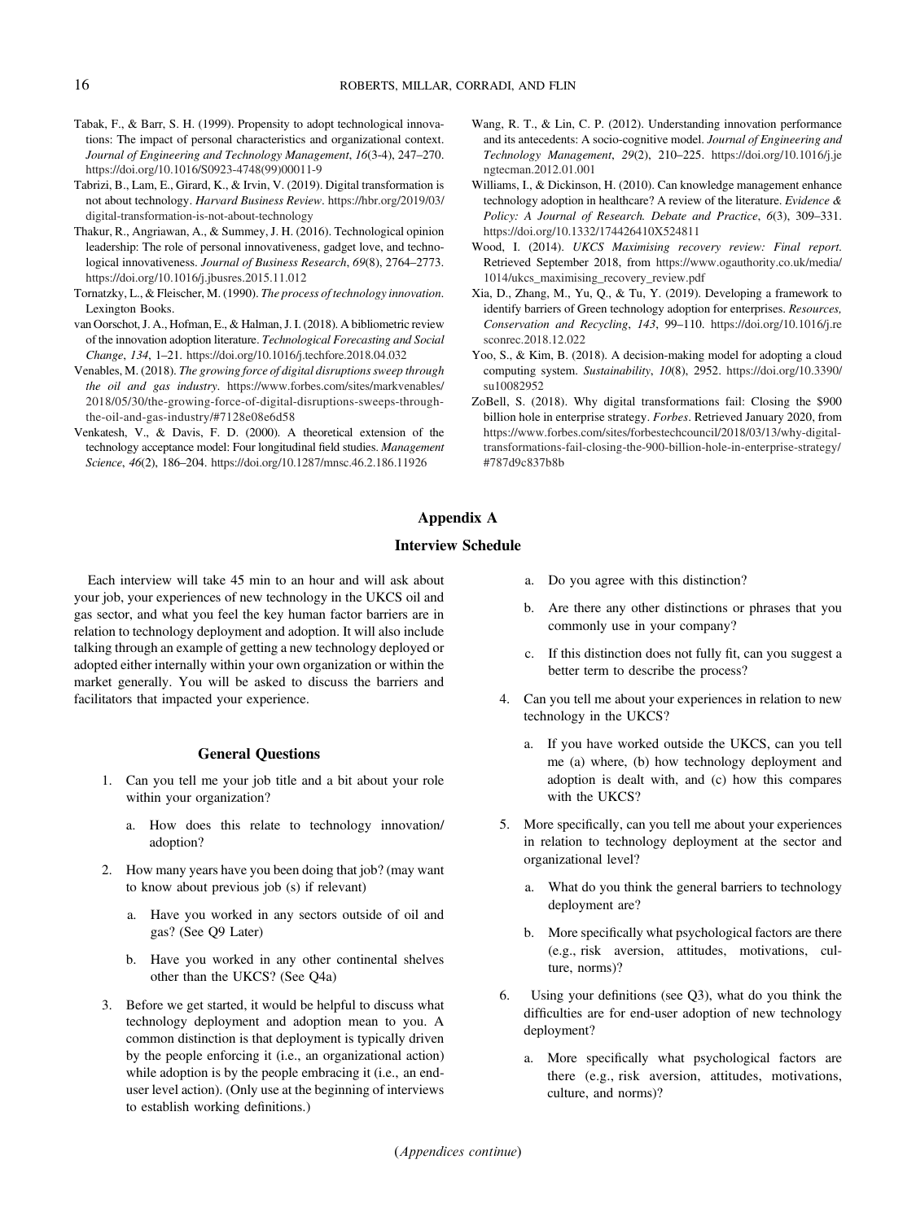Tabak, F., & Barr, S. H. (1999). Propensity to adopt technological innovations: The impact of personal characteristics and organizational context. *Journal of Engineering and Technology Management*, *16*(3-4), 247–270. https://doi.org/10.1016/S0923-4748(99)00011-9

Tabrizi, B., Lam, E., Girard, K., & Irvin, V. (2019). Digital transformation is not about technology. *Harvard Business Review*. https://hbr.org/2019/03/digital-transformation-is-not-about-technology

Thakur, R., Angriawan, A., & Summey, J. H. (2016). Technological opinion leadership: The role of personal innovativeness, gadget love, and technological innovativeness. *Journal of Business Research*, *69*(8), 2764–2773. https://doi.org/10.1016/j.jbusres.2015.11.012

Tornatzky, L., & Fleischer, M. (1990). *The process of technology innovation*. Lexington Books.

van Oorschot, J. A., Hofman, E., & Halman, J. I. (2018). A bibliometric review of the innovation adoption literature. *Technological Forecasting and Social Change*, *134*, 1–21. https://doi.org/10.1016/j.techfore.2018.04.032

Venables, M. (2018). *The growing force of digital disruptions sweep through the oil and gas industry*. https://www.forbes.com/sites/markvenables/2018/05/30/the-growing-force-of-digital-disruptions-sweeps-through-the-oil-and-gas-industry/#7128e08e6d58

Venkatesh, V., & Davis, F. D. (2000). A theoretical extension of the technology acceptance model: Four longitudinal field studies. *Management Science*, *46*(2), 186–204. https://doi.org/10.1287/mnsc.46.2.186.11926

Wang, R. T., & Lin, C. P. (2012). Understanding innovation performance and its antecedents: A socio-cognitive model. *Journal of Engineering and Technology Management*, *29*(2), 210–225. https://doi.org/10.1016/j.jengtecman.2012.01.001

Williams, I., & Dickinson, H. (2010). Can knowledge management enhance technology adoption in healthcare? A review of the literature. *Evidence & Policy: A Journal of Research. Debate and Practice*, *6*(3), 309–331. https://doi.org/10.1332/174426410X524811

Wood, I. (2014). *UKCS Maximising recovery review: Final report*. Retrieved September 2018, from https://www.ogauthority.co.uk/media/1014/ukcs_maximising_recovery_review.pdf

Xia, D., Zhang, M., Yu, Q., & Tu, Y. (2019). Developing a framework to identify barriers of Green technology adoption for enterprises. *Resources, Conservation and Recycling*, *143*, 99–110. https://doi.org/10.1016/j.resconrec.2018.12.022

Yoo, S., & Kim, B. (2018). A decision-making model for adopting a cloud computing system. *Sustainability*, *10*(8), 2952. https://doi.org/10.3390/su10082952

ZoBell, S. (2018). Why digital transformations fail: Closing the $900 billion hole in enterprise strategy. *Forbes*. Retrieved January 2020, from https://www.forbes.com/sites/forbestechcouncil/2018/03/13/why-digital-transformations-fail-closing-the-900-billion-hole-in-enterprise-strategy/#787d9c837b8b

# Appendix A

## Interview Schedule

Each interview will take 45 min to an hour and will ask about your job, your experiences of new technology in the UKCS oil and gas sector, and what you feel the key human factor barriers are in relation to technology deployment and adoption. It will also include talking through an example of getting a new technology deployed or adopted either internally within your own organization or within the market generally. You will be asked to discuss the barriers and facilitators that impacted your experience.

### General Questions

1. Can you tell me your job title and a bit about your role within your organization?
    a. How does this relate to technology innovation/adoption?
2. How many years have you been doing that job? (may want to know about previous job (s) if relevant)
    a. Have you worked in any sectors outside of oil and gas? (See Q9 Later)
    b. Have you worked in any other continental shelves other than the UKCS? (See Q4a)
3. Before we get started, it would be helpful to discuss what technology deployment and adoption mean to you. A common distinction is that deployment is typically driven by the people enforcing it (i.e., an organizational action) while adoption is by the people embracing it (i.e., an end-user level action). (Only use at the beginning of interviews to establish working definitions.)
    a. Do you agree with this distinction?
    b. Are there any other distinctions or phrases that you commonly use in your company?
    c. If this distinction does not fully fit, can you suggest a better term to describe the process?
4. Can you tell me about your experiences in relation to new technology in the UKCS?
    a. If you have worked outside the UKCS, can you tell me (a) where, (b) how technology deployment and adoption is dealt with, and (c) how this compares with the UKCS?
5. More specifically, can you tell me about your experiences in relation to technology deployment at the sector and organizational level?
    a. What do you think the general barriers to technology deployment are?
    b. More specifically what psychological factors are there (e.g., risk aversion, attitudes, motivations, culture, norms)?
6. Using your definitions (see Q3), what do you think the difficulties are for end-user adoption of new technology deployment?
    a. More specifically what psychological factors are there (e.g., risk aversion, attitudes, motivations, culture, and norms)?

(*Appendices continue*)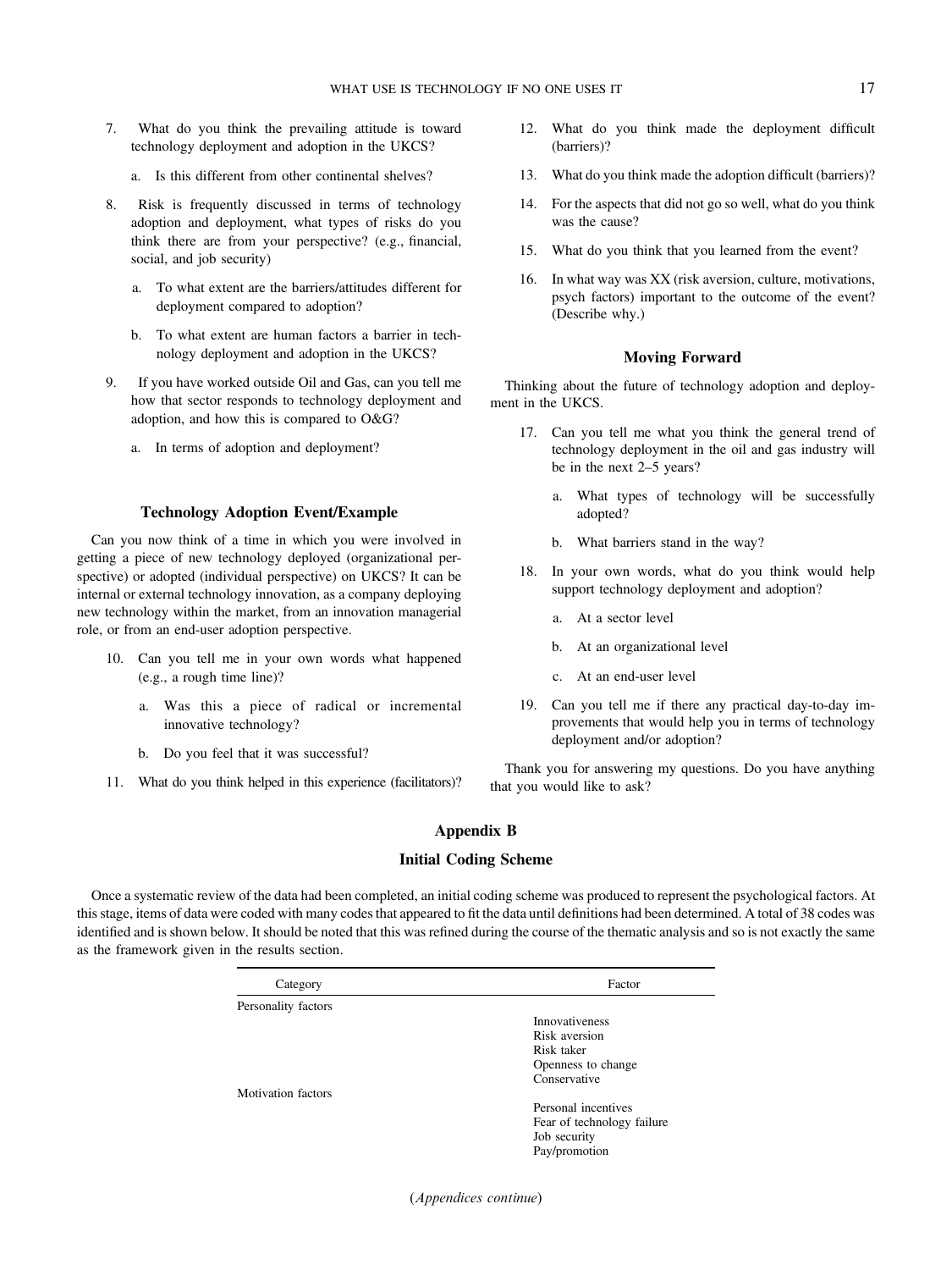7. What do you think the prevailing attitude is toward technology deployment and adoption in the UKCS?

   a. Is this different from other continental shelves?

8. Risk is frequently discussed in terms of technology adoption and deployment, what types of risks do you think there are from your perspective? (e.g., financial, social, and job security)

   a. To what extent are the barriers/attitudes different for deployment compared to adoption?

   b. To what extent are human factors a barrier in technology deployment and adoption in the UKCS?

9. If you have worked outside Oil and Gas, can you tell me how that sector responds to technology deployment and adoption, and how this is compared to O&G?

   a. In terms of adoption and deployment?

### Technology Adoption Event/Example

Can you now think of a time in which you were involved in getting a piece of new technology deployed (organizational perspective) or adopted (individual perspective) on UKCS? It can be internal or external technology innovation, as a company deploying new technology within the market, from an innovation managerial role, or from an end-user adoption perspective.

10. Can you tell me in your own words what happened (e.g., a rough time line)?

    a. Was this a piece of radical or incremental innovative technology?

    b. Do you feel that it was successful?

11. What do you think helped in this experience (facilitators)?

12. What do you think made the deployment difficult (barriers)?

13. What do you think made the adoption difficult (barriers)?

14. For the aspects that did not go so well, what do you think was the cause?

15. What do you think that you learned from the event?

16. In what way was XX (risk aversion, culture, motivations, psych factors) important to the outcome of the event? (Describe why.)

### Moving Forward

Thinking about the future of technology adoption and deployment in the UKCS.

17. Can you tell me what you think the general trend of technology deployment in the oil and gas industry will be in the next 2–5 years?

    a. What types of technology will be successfully adopted?

    b. What barriers stand in the way?

18. In your own words, what do you think would help support technology deployment and adoption?

    a. At a sector level

    b. At an organizational level

    c. At an end-user level

19. Can you tell me if there any practical day-to-day improvements that would help you in terms of technology deployment and/or adoption?

Thank you for answering my questions. Do you have anything that you would like to ask?

## Appendix B

### Initial Coding Scheme

Once a systematic review of the data had been completed, an initial coding scheme was produced to represent the psychological factors. At this stage, items of data were coded with many codes that appeared to fit the data until definitions had been determined. A total of 38 codes was identified and is shown below. It should be noted that this was refined during the course of the thematic analysis and so is not exactly the same as the framework given in the results section.

| Category | Factor |
|---|---|
| Personality factors | |
| | Innovativeness |
| | Risk aversion |
| | Risk taker |
| | Openness to change |
| | Conservative |
| Motivation factors | |
| | Personal incentives |
| | Fear of technology failure |
| | Job security |
| | Pay/promotion |

(*Appendices continue*)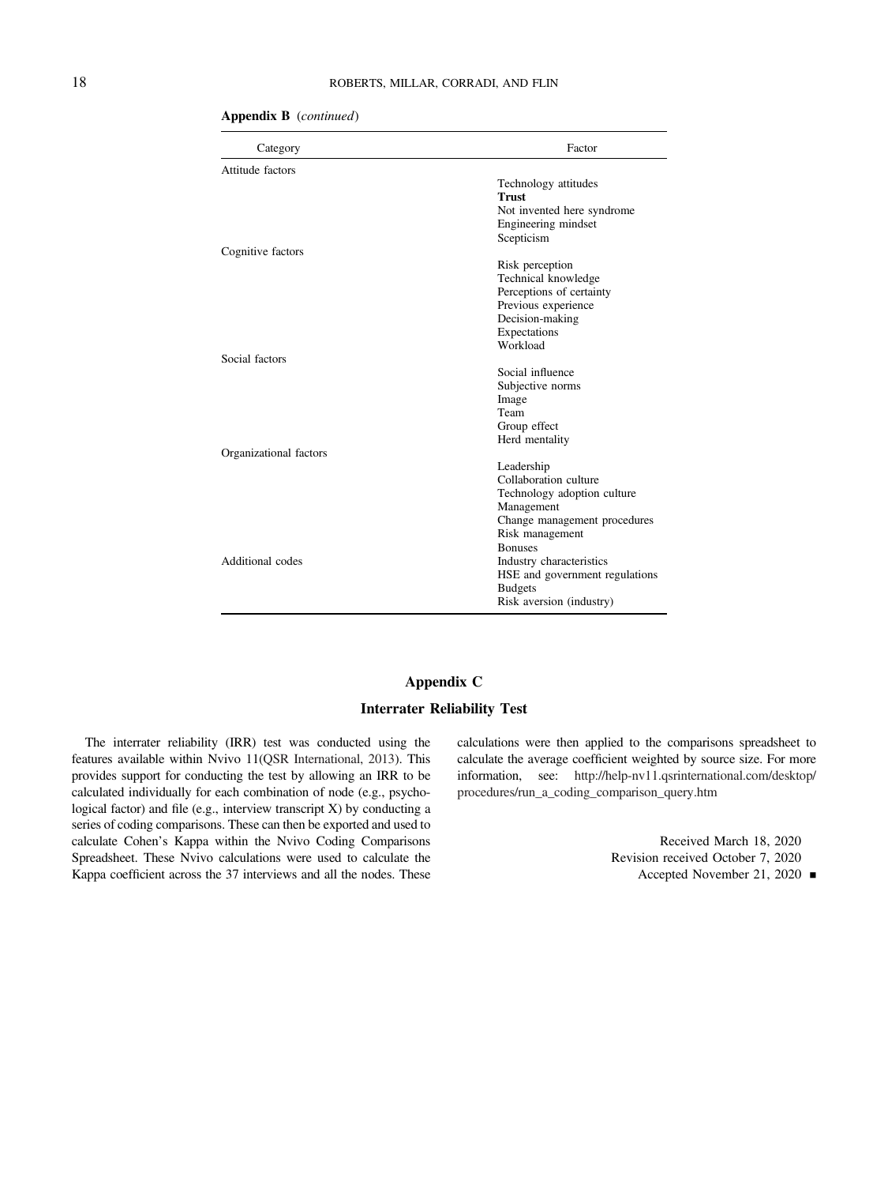**Appendix B** (*continued*)

| Category | Factor |
|---|---|
| Attitude factors | |
| | Technology attitudes |
| | **Trust** |
| | Not invented here syndrome |
| | Engineering mindset |
| | Scepticism |
| Cognitive factors | |
| | Risk perception |
| | Technical knowledge |
| | Perceptions of certainty |
| | Previous experience |
| | Decision-making |
| | Expectations |
| | Workload |
| Social factors | |
| | Social influence |
| | Subjective norms |
| | Image |
| | Team |
| | Group effect |
| | Herd mentality |
| Organizational factors | |
| | Leadership |
| | Collaboration culture |
| | Technology adoption culture |
| | Management |
| | Change management procedures |
| | Risk management |
| | Bonuses |
| Additional codes | Industry characteristics |
| | HSE and government regulations |
| | Budgets |
| | Risk aversion (industry) |

## Appendix C

### Interrater Reliability Test

The interrater reliability (IRR) test was conducted using the features available within Nvivo 11(QSR International, 2013). This provides support for conducting the test by allowing an IRR to be calculated individually for each combination of node (e.g., psychological factor) and file (e.g., interview transcript X) by conducting a series of coding comparisons. These can then be exported and used to calculate Cohen's Kappa within the Nvivo Coding Comparisons Spreadsheet. These Nvivo calculations were used to calculate the Kappa coefficient across the 37 interviews and all the nodes. These calculations were then applied to the comparisons spreadsheet to calculate the average coefficient weighted by source size. For more information, see: http://help-nv11.qsrinternational.com/desktop/procedures/run_a_coding_comparison_query.htm

Received March 18, 2020
Revision received October 7, 2020
Accepted November 21, 2020 ■